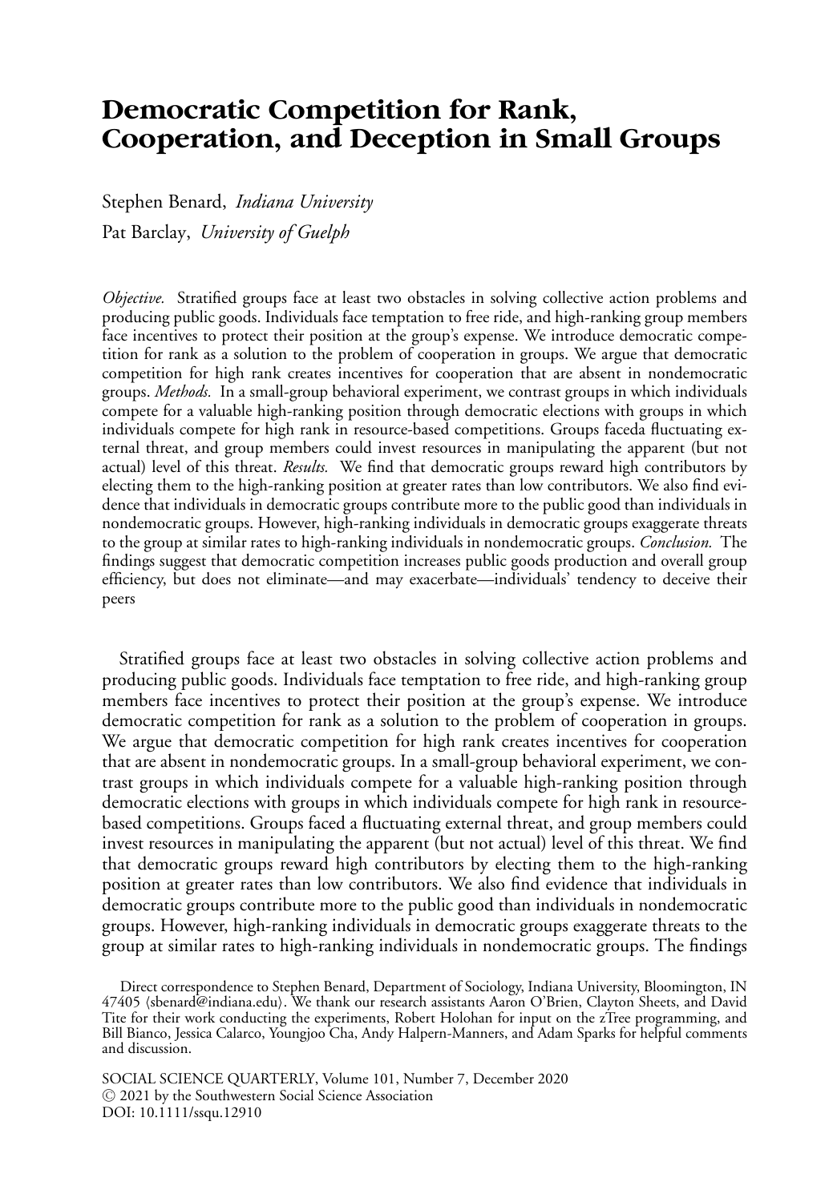# Democratic Competition for Rank, Cooperation, and Deception in Small Groups

Stephen Benard, *Indiana University*

Pat Barclay, *University of Guelph*

*Objective.* Stratified groups face at least two obstacles in solving collective action problems and producing public goods. Individuals face temptation to free ride, and high-ranking group members face incentives to protect their position at the group's expense. We introduce democratic competition for rank as a solution to the problem of cooperation in groups. We argue that democratic competition for high rank creates incentives for cooperation that are absent in nondemocratic groups. *Methods.* In a small-group behavioral experiment, we contrast groups in which individuals compete for a valuable high-ranking position through democratic elections with groups in which individuals compete for high rank in resource-based competitions. Groups faceda fluctuating external threat, and group members could invest resources in manipulating the apparent (but not actual) level of this threat. *Results.* We find that democratic groups reward high contributors by electing them to the high-ranking position at greater rates than low contributors. We also find evidence that individuals in democratic groups contribute more to the public good than individuals in nondemocratic groups. However, high-ranking individuals in democratic groups exaggerate threats to the group at similar rates to high-ranking individuals in nondemocratic groups. *Conclusion.* The findings suggest that democratic competition increases public goods production and overall group efficiency, but does not eliminate—and may exacerbate—individuals' tendency to deceive their peers

Stratified groups face at least two obstacles in solving collective action problems and producing public goods. Individuals face temptation to free ride, and high-ranking group members face incentives to protect their position at the group's expense. We introduce democratic competition for rank as a solution to the problem of cooperation in groups. We argue that democratic competition for high rank creates incentives for cooperation that are absent in nondemocratic groups. In a small-group behavioral experiment, we contrast groups in which individuals compete for a valuable high-ranking position through democratic elections with groups in which individuals compete for high rank in resource-based competitions. Groups faced a fluctuating external threat, and group members could invest resources in manipulating the apparent (but not actual) level of this threat. We find that democratic groups reward high contributors by electing them to the high-ranking position at greater rates than low contributors. We also find evidence that individuals in democratic groups contribute more to the public good than individuals in nondemocratic groups. However, high-ranking individuals in democratic groups exaggerate threats to the group at similar rates to high-ranking individuals in nondemocratic groups. The findings

Direct correspondence to Stephen Benard, Department of Sociology, Indiana University, Bloomington, IN 47405 ⟨sbenard@indiana.edu⟩. We thank our research assistants Aaron O'Brien, Clayton Sheets, and David Tite for their work conducting the experiments, Robert Holohan for input on the zTree programming, and Bill Bianco, Jessica Calarco, Youngjoo Cha, Andy Halpern-Manners, and Adam Sparks for helpful comments and discussion.

SOCIAL SCIENCE QUARTERLY, Volume 101, Number 7, December 2020
© 2021 by the Southwestern Social Science Association
DOI: 10.1111/ssqu.12910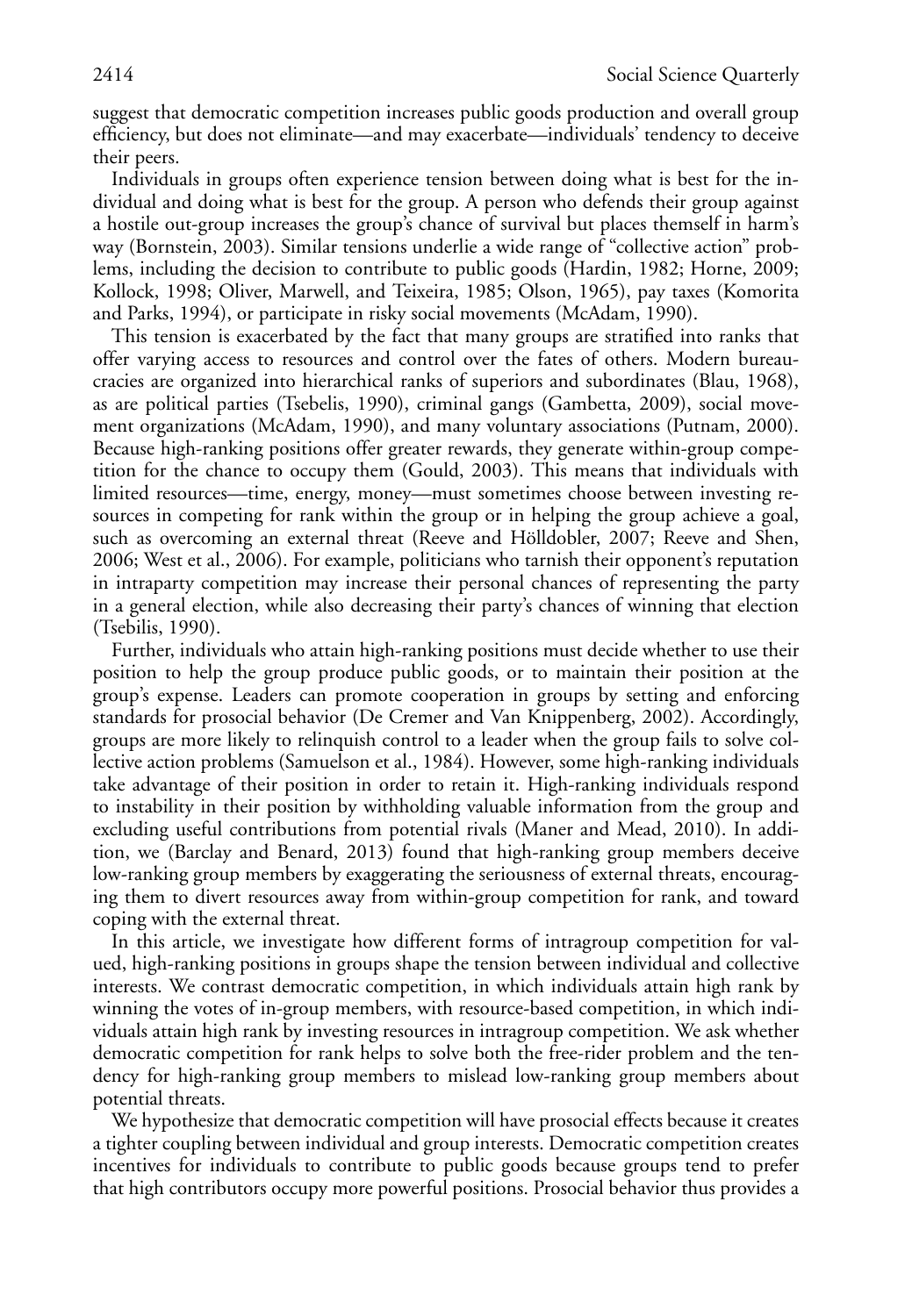suggest that democratic competition increases public goods production and overall group efficiency, but does not eliminate—and may exacerbate—individuals' tendency to deceive their peers.

Individuals in groups often experience tension between doing what is best for the individual and doing what is best for the group. A person who defends their group against a hostile out-group increases the group's chance of survival but places themself in harm's way (Bornstein, 2003). Similar tensions underlie a wide range of "collective action" problems, including the decision to contribute to public goods (Hardin, 1982; Horne, 2009; Kollock, 1998; Oliver, Marwell, and Teixeira, 1985; Olson, 1965), pay taxes (Komorita and Parks, 1994), or participate in risky social movements (McAdam, 1990).

This tension is exacerbated by the fact that many groups are stratified into ranks that offer varying access to resources and control over the fates of others. Modern bureaucracies are organized into hierarchical ranks of superiors and subordinates (Blau, 1968), as are political parties (Tsebelis, 1990), criminal gangs (Gambetta, 2009), social movement organizations (McAdam, 1990), and many voluntary associations (Putnam, 2000). Because high-ranking positions offer greater rewards, they generate within-group competition for the chance to occupy them (Gould, 2003). This means that individuals with limited resources—time, energy, money—must sometimes choose between investing resources in competing for rank within the group or in helping the group achieve a goal, such as overcoming an external threat (Reeve and Hölldobler, 2007; Reeve and Shen, 2006; West et al., 2006). For example, politicians who tarnish their opponent's reputation in intraparty competition may increase their personal chances of representing the party in a general election, while also decreasing their party's chances of winning that election (Tsebilis, 1990).

Further, individuals who attain high-ranking positions must decide whether to use their position to help the group produce public goods, or to maintain their position at the group's expense. Leaders can promote cooperation in groups by setting and enforcing standards for prosocial behavior (De Cremer and Van Knippenberg, 2002). Accordingly, groups are more likely to relinquish control to a leader when the group fails to solve collective action problems (Samuelson et al., 1984). However, some high-ranking individuals take advantage of their position in order to retain it. High-ranking individuals respond to instability in their position by withholding valuable information from the group and excluding useful contributions from potential rivals (Maner and Mead, 2010). In addition, we (Barclay and Benard, 2013) found that high-ranking group members deceive low-ranking group members by exaggerating the seriousness of external threats, encouraging them to divert resources away from within-group competition for rank, and toward coping with the external threat.

In this article, we investigate how different forms of intragroup competition for valued, high-ranking positions in groups shape the tension between individual and collective interests. We contrast democratic competition, in which individuals attain high rank by winning the votes of in-group members, with resource-based competition, in which individuals attain high rank by investing resources in intragroup competition. We ask whether democratic competition for rank helps to solve both the free-rider problem and the tendency for high-ranking group members to mislead low-ranking group members about potential threats.

We hypothesize that democratic competition will have prosocial effects because it creates a tighter coupling between individual and group interests. Democratic competition creates incentives for individuals to contribute to public goods because groups tend to prefer that high contributors occupy more powerful positions. Prosocial behavior thus provides a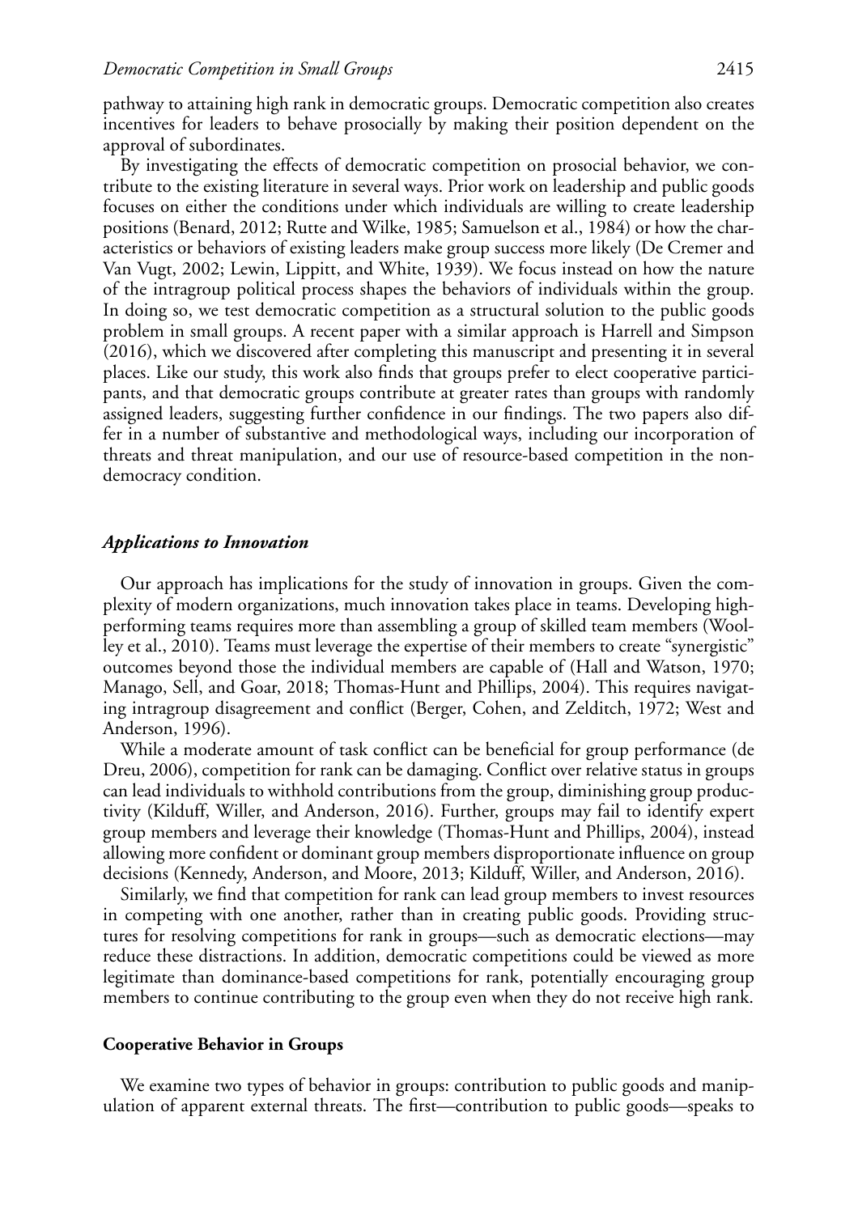pathway to attaining high rank in democratic groups. Democratic competition also creates incentives for leaders to behave prosocially by making their position dependent on the approval of subordinates.

By investigating the effects of democratic competition on prosocial behavior, we contribute to the existing literature in several ways. Prior work on leadership and public goods focuses on either the conditions under which individuals are willing to create leadership positions (Benard, 2012; Rutte and Wilke, 1985; Samuelson et al., 1984) or how the characteristics or behaviors of existing leaders make group success more likely (De Cremer and Van Vugt, 2002; Lewin, Lippitt, and White, 1939). We focus instead on how the nature of the intragroup political process shapes the behaviors of individuals within the group. In doing so, we test democratic competition as a structural solution to the public goods problem in small groups. A recent paper with a similar approach is Harrell and Simpson (2016), which we discovered after completing this manuscript and presenting it in several places. Like our study, this work also finds that groups prefer to elect cooperative participants, and that democratic groups contribute at greater rates than groups with randomly assigned leaders, suggesting further confidence in our findings. The two papers also differ in a number of substantive and methodological ways, including our incorporation of threats and threat manipulation, and our use of resource-based competition in the nondemocracy condition.

### *Applications to Innovation*

Our approach has implications for the study of innovation in groups. Given the complexity of modern organizations, much innovation takes place in teams. Developing high-performing teams requires more than assembling a group of skilled team members (Woolley et al., 2010). Teams must leverage the expertise of their members to create "synergistic" outcomes beyond those the individual members are capable of (Hall and Watson, 1970; Manago, Sell, and Goar, 2018; Thomas-Hunt and Phillips, 2004). This requires navigating intragroup disagreement and conflict (Berger, Cohen, and Zelditch, 1972; West and Anderson, 1996).

While a moderate amount of task conflict can be beneficial for group performance (de Dreu, 2006), competition for rank can be damaging. Conflict over relative status in groups can lead individuals to withhold contributions from the group, diminishing group productivity (Kilduff, Willer, and Anderson, 2016). Further, groups may fail to identify expert group members and leverage their knowledge (Thomas-Hunt and Phillips, 2004), instead allowing more confident or dominant group members disproportionate influence on group decisions (Kennedy, Anderson, and Moore, 2013; Kilduff, Willer, and Anderson, 2016).

Similarly, we find that competition for rank can lead group members to invest resources in competing with one another, rather than in creating public goods. Providing structures for resolving competitions for rank in groups—such as democratic elections—may reduce these distractions. In addition, democratic competitions could be viewed as more legitimate than dominance-based competitions for rank, potentially encouraging group members to continue contributing to the group even when they do not receive high rank.

## **Cooperative Behavior in Groups**

We examine two types of behavior in groups: contribution to public goods and manipulation of apparent external threats. The first—contribution to public goods—speaks to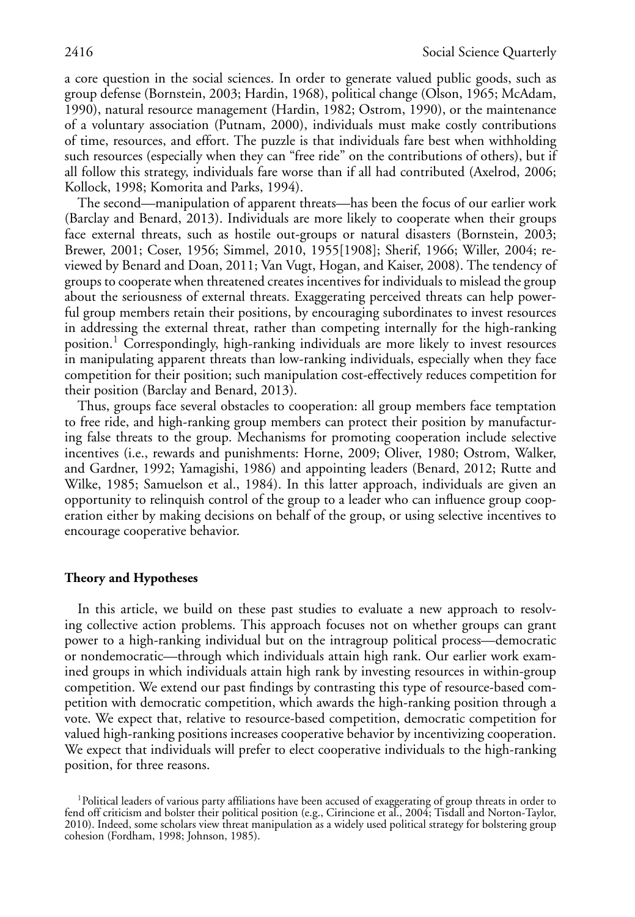a core question in the social sciences. In order to generate valued public goods, such as group defense (Bornstein, 2003; Hardin, 1968), political change (Olson, 1965; McAdam, 1990), natural resource management (Hardin, 1982; Ostrom, 1990), or the maintenance of a voluntary association (Putnam, 2000), individuals must make costly contributions of time, resources, and effort. The puzzle is that individuals fare best when withholding such resources (especially when they can "free ride" on the contributions of others), but if all follow this strategy, individuals fare worse than if all had contributed (Axelrod, 2006; Kollock, 1998; Komorita and Parks, 1994).

The second—manipulation of apparent threats—has been the focus of our earlier work (Barclay and Benard, 2013). Individuals are more likely to cooperate when their groups face external threats, such as hostile out-groups or natural disasters (Bornstein, 2003; Brewer, 2001; Coser, 1956; Simmel, 2010, 1955[1908]; Sherif, 1966; Willer, 2004; reviewed by Benard and Doan, 2011; Van Vugt, Hogan, and Kaiser, 2008). The tendency of groups to cooperate when threatened creates incentives for individuals to mislead the group about the seriousness of external threats. Exaggerating perceived threats can help powerful group members retain their positions, by encouraging subordinates to invest resources in addressing the external threat, rather than competing internally for the high-ranking position.[1] Correspondingly, high-ranking individuals are more likely to invest resources in manipulating apparent threats than low-ranking individuals, especially when they face competition for their position; such manipulation cost-effectively reduces competition for their position (Barclay and Benard, 2013).

Thus, groups face several obstacles to cooperation: all group members face temptation to free ride, and high-ranking group members can protect their position by manufacturing false threats to the group. Mechanisms for promoting cooperation include selective incentives (i.e., rewards and punishments: Horne, 2009; Oliver, 1980; Ostrom, Walker, and Gardner, 1992; Yamagishi, 1986) and appointing leaders (Benard, 2012; Rutte and Wilke, 1985; Samuelson et al., 1984). In this latter approach, individuals are given an opportunity to relinquish control of the group to a leader who can influence group cooperation either by making decisions on behalf of the group, or using selective incentives to encourage cooperative behavior.

## Theory and Hypotheses

In this article, we build on these past studies to evaluate a new approach to resolving collective action problems. This approach focuses not on whether groups can grant power to a high-ranking individual but on the intragroup political process—democratic or nondemocratic—through which individuals attain high rank. Our earlier work examined groups in which individuals attain high rank by investing resources in within-group competition. We extend our past findings by contrasting this type of resource-based competition with democratic competition, which awards the high-ranking position through a vote. We expect that, relative to resource-based competition, democratic competition for valued high-ranking positions increases cooperative behavior by incentivizing cooperation. We expect that individuals will prefer to elect cooperative individuals to the high-ranking position, for three reasons.

[1] Political leaders of various party affiliations have been accused of exaggerating of group threats in order to fend off criticism and bolster their political position (e.g., Cirincione et al., 2004; Tisdall and Norton-Taylor, 2010). Indeed, some scholars view threat manipulation as a widely used political strategy for bolstering group cohesion (Fordham, 1998; Johnson, 1985).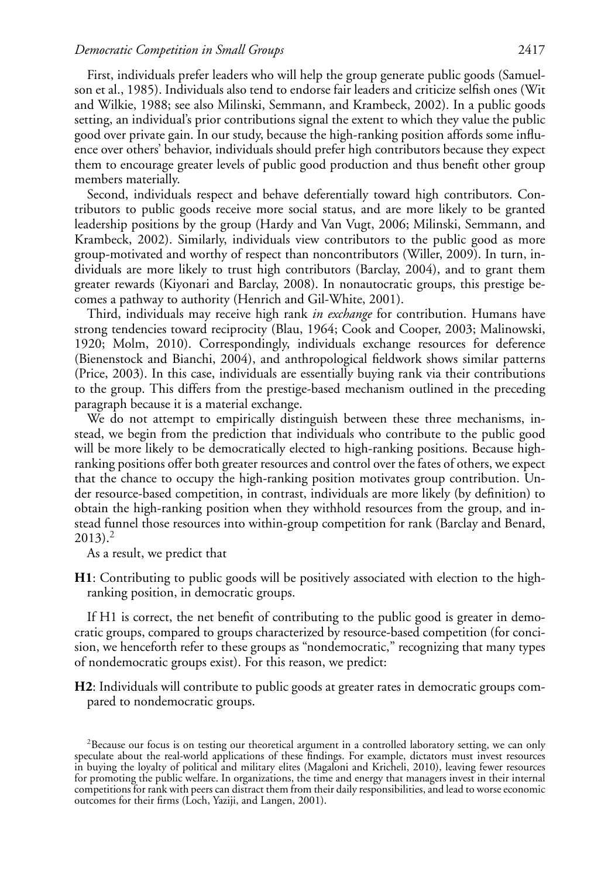First, individuals prefer leaders who will help the group generate public goods (Samuelson et al., 1985). Individuals also tend to endorse fair leaders and criticize selfish ones (Wit and Wilkie, 1988; see also Milinski, Semmann, and Krambeck, 2002). In a public goods setting, an individual's prior contributions signal the extent to which they value the public good over private gain. In our study, because the high-ranking position affords some influence over others' behavior, individuals should prefer high contributors because they expect them to encourage greater levels of public good production and thus benefit other group members materially.

Second, individuals respect and behave deferentially toward high contributors. Contributors to public goods receive more social status, and are more likely to be granted leadership positions by the group (Hardy and Van Vugt, 2006; Milinski, Semmann, and Krambeck, 2002). Similarly, individuals view contributors to the public good as more group-motivated and worthy of respect than noncontributors (Willer, 2009). In turn, individuals are more likely to trust high contributors (Barclay, 2004), and to grant them greater rewards (Kiyonari and Barclay, 2008). In nonautocratic groups, this prestige becomes a pathway to authority (Henrich and Gil-White, 2001).

Third, individuals may receive high rank *in exchange* for contribution. Humans have strong tendencies toward reciprocity (Blau, 1964; Cook and Cooper, 2003; Malinowski, 1920; Molm, 2010). Correspondingly, individuals exchange resources for deference (Bienenstock and Bianchi, 2004), and anthropological fieldwork shows similar patterns (Price, 2003). In this case, individuals are essentially buying rank via their contributions to the group. This differs from the prestige-based mechanism outlined in the preceding paragraph because it is a material exchange.

We do not attempt to empirically distinguish between these three mechanisms, instead, we begin from the prediction that individuals who contribute to the public good will be more likely to be democratically elected to high-ranking positions. Because high-ranking positions offer both greater resources and control over the fates of others, we expect that the chance to occupy the high-ranking position motivates group contribution. Under resource-based competition, in contrast, individuals are more likely (by definition) to obtain the high-ranking position when they withhold resources from the group, and instead funnel those resources into within-group competition for rank (Barclay and Benard, 2013).[2]

As a result, we predict that

**H1**: Contributing to public goods will be positively associated with election to the high-ranking position, in democratic groups.

If H1 is correct, the net benefit of contributing to the public good is greater in democratic groups, compared to groups characterized by resource-based competition (for concision, we henceforth refer to these groups as "nondemocratic," recognizing that many types of nondemocratic groups exist). For this reason, we predict:

**H2**: Individuals will contribute to public goods at greater rates in democratic groups compared to nondemocratic groups.

[2]Because our focus is on testing our theoretical argument in a controlled laboratory setting, we can only speculate about the real-world applications of these findings. For example, dictators must invest resources in buying the loyalty of political and military elites (Magaloni and Kricheli, 2010), leaving fewer resources for promoting the public welfare. In organizations, the time and energy that managers invest in their internal competitions for rank with peers can distract them from their daily responsibilities, and lead to worse economic outcomes for their firms (Loch, Yaziji, and Langen, 2001).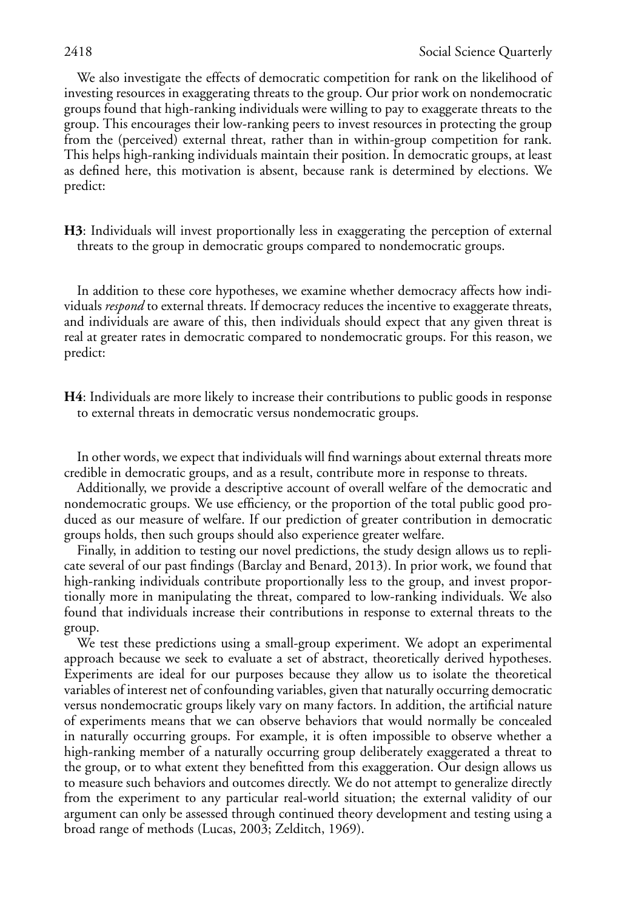We also investigate the effects of democratic competition for rank on the likelihood of investing resources in exaggerating threats to the group. Our prior work on nondemocratic groups found that high-ranking individuals were willing to pay to exaggerate threats to the group. This encourages their low-ranking peers to invest resources in protecting the group from the (perceived) external threat, rather than in within-group competition for rank. This helps high-ranking individuals maintain their position. In democratic groups, at least as defined here, this motivation is absent, because rank is determined by elections. We predict:

**H3**: Individuals will invest proportionally less in exaggerating the perception of external threats to the group in democratic groups compared to nondemocratic groups.

In addition to these core hypotheses, we examine whether democracy affects how individuals *respond* to external threats. If democracy reduces the incentive to exaggerate threats, and individuals are aware of this, then individuals should expect that any given threat is real at greater rates in democratic compared to nondemocratic groups. For this reason, we predict:

**H4**: Individuals are more likely to increase their contributions to public goods in response to external threats in democratic versus nondemocratic groups.

In other words, we expect that individuals will find warnings about external threats more credible in democratic groups, and as a result, contribute more in response to threats.

Additionally, we provide a descriptive account of overall welfare of the democratic and nondemocratic groups. We use efficiency, or the proportion of the total public good produced as our measure of welfare. If our prediction of greater contribution in democratic groups holds, then such groups should also experience greater welfare.

Finally, in addition to testing our novel predictions, the study design allows us to replicate several of our past findings (Barclay and Benard, 2013). In prior work, we found that high-ranking individuals contribute proportionally less to the group, and invest proportionally more in manipulating the threat, compared to low-ranking individuals. We also found that individuals increase their contributions in response to external threats to the group.

We test these predictions using a small-group experiment. We adopt an experimental approach because we seek to evaluate a set of abstract, theoretically derived hypotheses. Experiments are ideal for our purposes because they allow us to isolate the theoretical variables of interest net of confounding variables, given that naturally occurring democratic versus nondemocratic groups likely vary on many factors. In addition, the artificial nature of experiments means that we can observe behaviors that would normally be concealed in naturally occurring groups. For example, it is often impossible to observe whether a high-ranking member of a naturally occurring group deliberately exaggerated a threat to the group, or to what extent they benefitted from this exaggeration. Our design allows us to measure such behaviors and outcomes directly. We do not attempt to generalize directly from the experiment to any particular real-world situation; the external validity of our argument can only be assessed through continued theory development and testing using a broad range of methods (Lucas, 2003; Zelditch, 1969).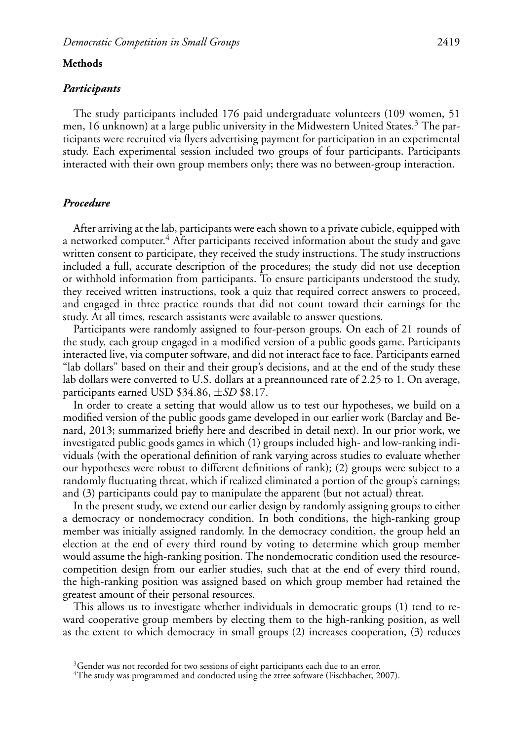## Methods

### *Participants*

The study participants included 176 paid undergraduate volunteers (109 women, 51 men, 16 unknown) at a large public university in the Midwestern United States.[3] The participants were recruited via flyers advertising payment for participation in an experimental study. Each experimental session included two groups of four participants. Participants interacted with their own group members only; there was no between-group interaction.

### *Procedure*

After arriving at the lab, participants were each shown to a private cubicle, equipped with a networked computer.[4] After participants received information about the study and gave written consent to participate, they received the study instructions. The study instructions included a full, accurate description of the procedures; the study did not use deception or withhold information from participants. To ensure participants understood the study, they received written instructions, took a quiz that required correct answers to proceed, and engaged in three practice rounds that did not count toward their earnings for the study. At all times, research assistants were available to answer questions.

Participants were randomly assigned to four-person groups. On each of 21 rounds of the study, each group engaged in a modified version of a public goods game. Participants interacted live, via computer software, and did not interact face to face. Participants earned "lab dollars" based on their and their group's decisions, and at the end of the study these lab dollars were converted to U.S. dollars at a preannounced rate of 2.25 to 1. On average, participants earned USD \$34.86, ±*SD* \$8.17.

In order to create a setting that would allow us to test our hypotheses, we build on a modified version of the public goods game developed in our earlier work (Barclay and Benard, 2013; summarized briefly here and described in detail next). In our prior work, we investigated public goods games in which (1) groups included high- and low-ranking individuals (with the operational definition of rank varying across studies to evaluate whether our hypotheses were robust to different definitions of rank); (2) groups were subject to a randomly fluctuating threat, which if realized eliminated a portion of the group's earnings; and (3) participants could pay to manipulate the apparent (but not actual) threat.

In the present study, we extend our earlier design by randomly assigning groups to either a democracy or nondemocracy condition. In both conditions, the high-ranking group member was initially assigned randomly. In the democracy condition, the group held an election at the end of every third round by voting to determine which group member would assume the high-ranking position. The nondemocratic condition used the resource-competition design from our earlier studies, such that at the end of every third round, the high-ranking position was assigned based on which group member had retained the greatest amount of their personal resources.

This allows us to investigate whether individuals in democratic groups (1) tend to reward cooperative group members by electing them to the high-ranking position, as well as the extent to which democracy in small groups (2) increases cooperation, (3) reduces

[3] Gender was not recorded for two sessions of eight participants each due to an error.

[4] The study was programmed and conducted using the ztree software (Fischbacher, 2007).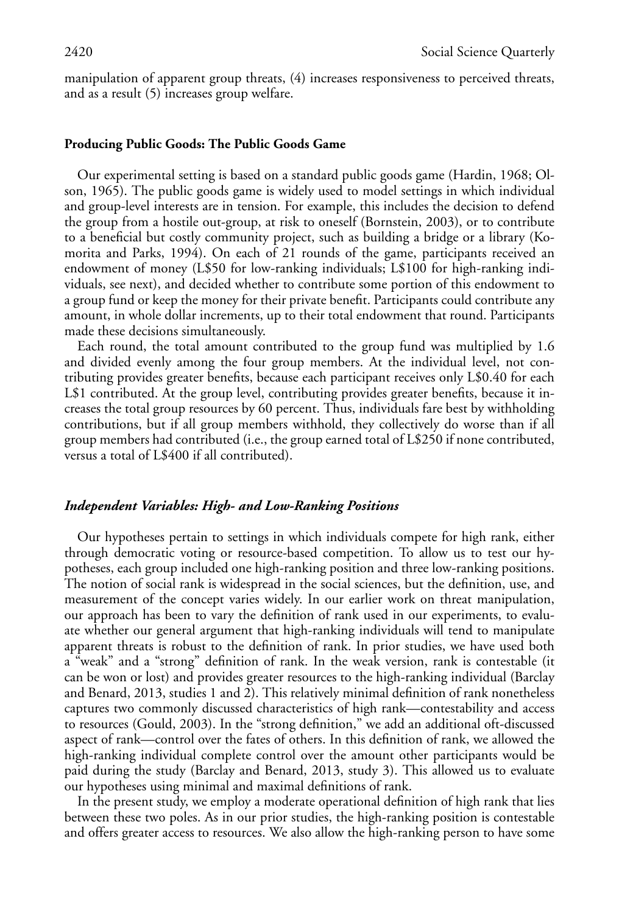manipulation of apparent group threats, (4) increases responsiveness to perceived threats, and as a result (5) increases group welfare.

### Producing Public Goods: The Public Goods Game

Our experimental setting is based on a standard public goods game (Hardin, 1968; Olson, 1965). The public goods game is widely used to model settings in which individual and group-level interests are in tension. For example, this includes the decision to defend the group from a hostile out-group, at risk to oneself (Bornstein, 2003), or to contribute to a beneficial but costly community project, such as building a bridge or a library (Komorita and Parks, 1994). On each of 21 rounds of the game, participants received an endowment of money (L$50 for low-ranking individuals; L$100 for high-ranking individuals, see next), and decided whether to contribute some portion of this endowment to a group fund or keep the money for their private benefit. Participants could contribute any amount, in whole dollar increments, up to their total endowment that round. Participants made these decisions simultaneously.

Each round, the total amount contributed to the group fund was multiplied by 1.6 and divided evenly among the four group members. At the individual level, not contributing provides greater benefits, because each participant receives only L$0.40 for each L$1 contributed. At the group level, contributing provides greater benefits, because it increases the total group resources by 60 percent. Thus, individuals fare best by withholding contributions, but if all group members withhold, they collectively do worse than if all group members had contributed (i.e., the group earned total of L$250 if none contributed, versus a total of L$400 if all contributed).

#### *Independent Variables: High- and Low-Ranking Positions*

Our hypotheses pertain to settings in which individuals compete for high rank, either through democratic voting or resource-based competition. To allow us to test our hypotheses, each group included one high-ranking position and three low-ranking positions. The notion of social rank is widespread in the social sciences, but the definition, use, and measurement of the concept varies widely. In our earlier work on threat manipulation, our approach has been to vary the definition of rank used in our experiments, to evaluate whether our general argument that high-ranking individuals will tend to manipulate apparent threats is robust to the definition of rank. In prior studies, we have used both a "weak" and a "strong" definition of rank. In the weak version, rank is contestable (it can be won or lost) and provides greater resources to the high-ranking individual (Barclay and Benard, 2013, studies 1 and 2). This relatively minimal definition of rank nonetheless captures two commonly discussed characteristics of high rank—contestability and access to resources (Gould, 2003). In the "strong definition," we add an additional oft-discussed aspect of rank—control over the fates of others. In this definition of rank, we allowed the high-ranking individual complete control over the amount other participants would be paid during the study (Barclay and Benard, 2013, study 3). This allowed us to evaluate our hypotheses using minimal and maximal definitions of rank.

In the present study, we employ a moderate operational definition of high rank that lies between these two poles. As in our prior studies, the high-ranking position is contestable and offers greater access to resources. We also allow the high-ranking person to have some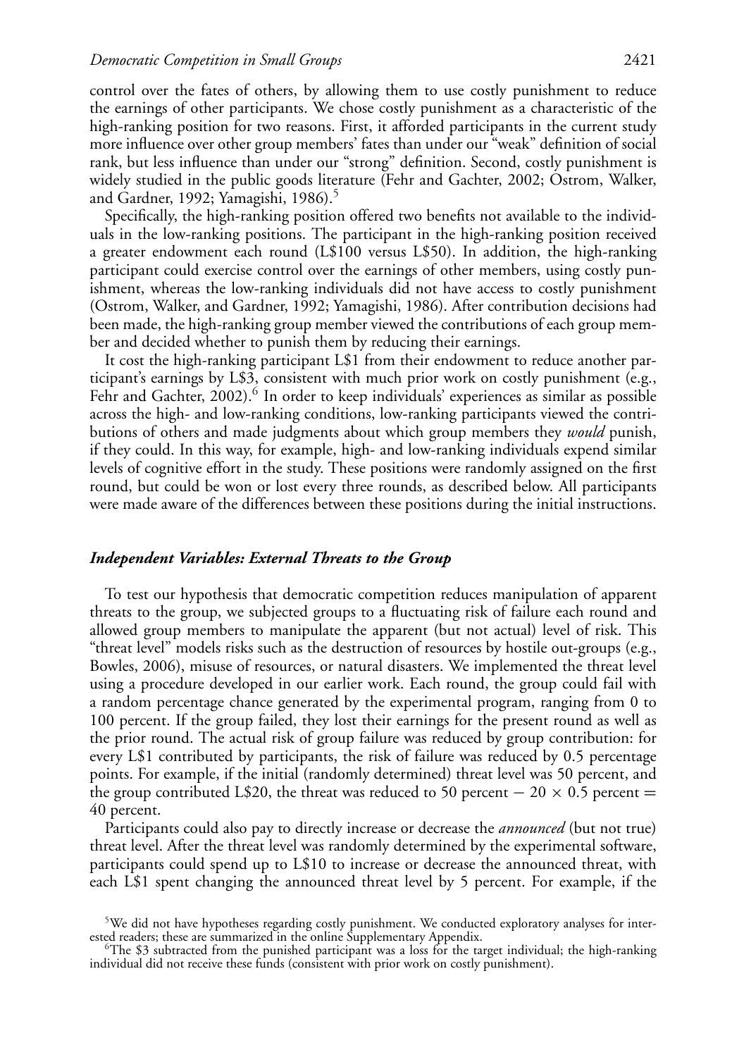control over the fates of others, by allowing them to use costly punishment to reduce the earnings of other participants. We chose costly punishment as a characteristic of the high-ranking position for two reasons. First, it afforded participants in the current study more influence over other group members' fates than under our "weak" definition of social rank, but less influence than under our "strong" definition. Second, costly punishment is widely studied in the public goods literature (Fehr and Gachter, 2002; Ostrom, Walker, and Gardner, 1992; Yamagishi, 1986).[5]

Specifically, the high-ranking position offered two benefits not available to the individuals in the low-ranking positions. The participant in the high-ranking position received a greater endowment each round (L$100 versus L$50). In addition, the high-ranking participant could exercise control over the earnings of other members, using costly punishment, whereas the low-ranking individuals did not have access to costly punishment (Ostrom, Walker, and Gardner, 1992; Yamagishi, 1986). After contribution decisions had been made, the high-ranking group member viewed the contributions of each group member and decided whether to punish them by reducing their earnings.

It cost the high-ranking participant L$1 from their endowment to reduce another participant's earnings by L$3, consistent with much prior work on costly punishment (e.g., Fehr and Gachter, 2002).[6] In order to keep individuals' experiences as similar as possible across the high- and low-ranking conditions, low-ranking participants viewed the contributions of others and made judgments about which group members they *would* punish, if they could. In this way, for example, high- and low-ranking individuals expend similar levels of cognitive effort in the study. These positions were randomly assigned on the first round, but could be won or lost every three rounds, as described below. All participants were made aware of the differences between these positions during the initial instructions.

### *Independent Variables: External Threats to the Group*

To test our hypothesis that democratic competition reduces manipulation of apparent threats to the group, we subjected groups to a fluctuating risk of failure each round and allowed group members to manipulate the apparent (but not actual) level of risk. This "threat level" models risks such as the destruction of resources by hostile out-groups (e.g., Bowles, 2006), misuse of resources, or natural disasters. We implemented the threat level using a procedure developed in our earlier work. Each round, the group could fail with a random percentage chance generated by the experimental program, ranging from 0 to 100 percent. If the group failed, they lost their earnings for the present round as well as the prior round. The actual risk of group failure was reduced by group contribution: for every L$1 contributed by participants, the risk of failure was reduced by 0.5 percentage points. For example, if the initial (randomly determined) threat level was 50 percent, and the group contributed L$20, the threat was reduced to 50 percent $-$ 20 $\times$ 0.5 percent $=$ 40 percent.

Participants could also pay to directly increase or decrease the *announced* (but not true) threat level. After the threat level was randomly determined by the experimental software, participants could spend up to L$10 to increase or decrease the announced threat, with each L$1 spent changing the announced threat level by 5 percent. For example, if the

[5]We did not have hypotheses regarding costly punishment. We conducted exploratory analyses for interested readers; these are summarized in the online Supplementary Appendix.

[6]The $3 subtracted from the punished participant was a loss for the target individual; the high-ranking individual did not receive these funds (consistent with prior work on costly punishment).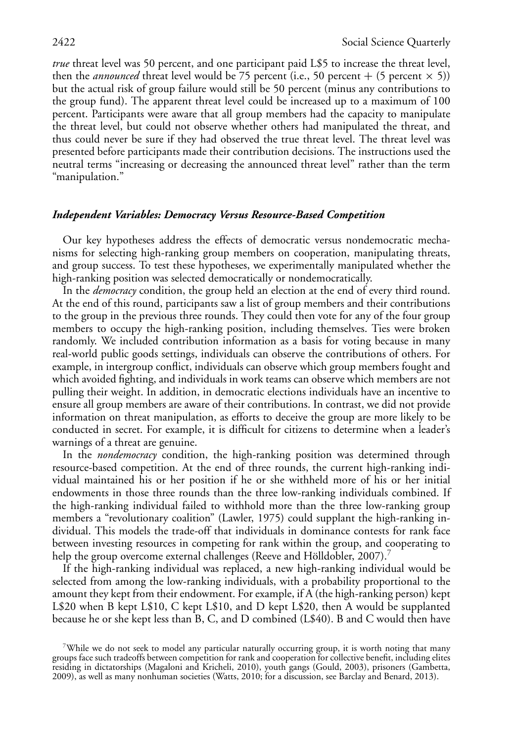*true* threat level was 50 percent, and one participant paid L$5 to increase the threat level, then the *announced* threat level would be 75 percent (i.e., 50 percent + (5 percent × 5)) but the actual risk of group failure would still be 50 percent (minus any contributions to the group fund). The apparent threat level could be increased up to a maximum of 100 percent. Participants were aware that all group members had the capacity to manipulate the threat level, but could not observe whether others had manipulated the threat, and thus could never be sure if they had observed the true threat level. The threat level was presented before participants made their contribution decisions. The instructions used the neutral terms "increasing or decreasing the announced threat level" rather than the term "manipulation."

### *Independent Variables: Democracy Versus Resource-Based Competition*

Our key hypotheses address the effects of democratic versus nondemocratic mechanisms for selecting high-ranking group members on cooperation, manipulating threats, and group success. To test these hypotheses, we experimentally manipulated whether the high-ranking position was selected democratically or nondemocratically.

In the *democracy* condition, the group held an election at the end of every third round. At the end of this round, participants saw a list of group members and their contributions to the group in the previous three rounds. They could then vote for any of the four group members to occupy the high-ranking position, including themselves. Ties were broken randomly. We included contribution information as a basis for voting because in many real-world public goods settings, individuals can observe the contributions of others. For example, in intergroup conflict, individuals can observe which group members fought and which avoided fighting, and individuals in work teams can observe which members are not pulling their weight. In addition, in democratic elections individuals have an incentive to ensure all group members are aware of their contributions. In contrast, we did not provide information on threat manipulation, as efforts to deceive the group are more likely to be conducted in secret. For example, it is difficult for citizens to determine when a leader's warnings of a threat are genuine.

In the *nondemocracy* condition, the high-ranking position was determined through resource-based competition. At the end of three rounds, the current high-ranking individual maintained his or her position if he or she withheld more of his or her initial endowments in those three rounds than the three low-ranking individuals combined. If the high-ranking individual failed to withhold more than the three low-ranking group members a "revolutionary coalition" (Lawler, 1975) could supplant the high-ranking individual. This models the trade-off that individuals in dominance contests for rank face between investing resources in competing for rank within the group, and cooperating to help the group overcome external challenges (Reeve and Hölldobler, 2007).[7]

If the high-ranking individual was replaced, a new high-ranking individual would be selected from among the low-ranking individuals, with a probability proportional to the amount they kept from their endowment. For example, if A (the high-ranking person) kept L$20 when B kept L$10, C kept L$10, and D kept L$20, then A would be supplanted because he or she kept less than B, C, and D combined (L$40). B and C would then have

[7]While we do not seek to model any particular naturally occurring group, it is worth noting that many groups face such tradeoffs between competition for rank and cooperation for collective benefit, including elites residing in dictatorships (Magaloni and Kricheli, 2010), youth gangs (Gould, 2003), prisoners (Gambetta, 2009), as well as many nonhuman societies (Watts, 2010; for a discussion, see Barclay and Benard, 2013).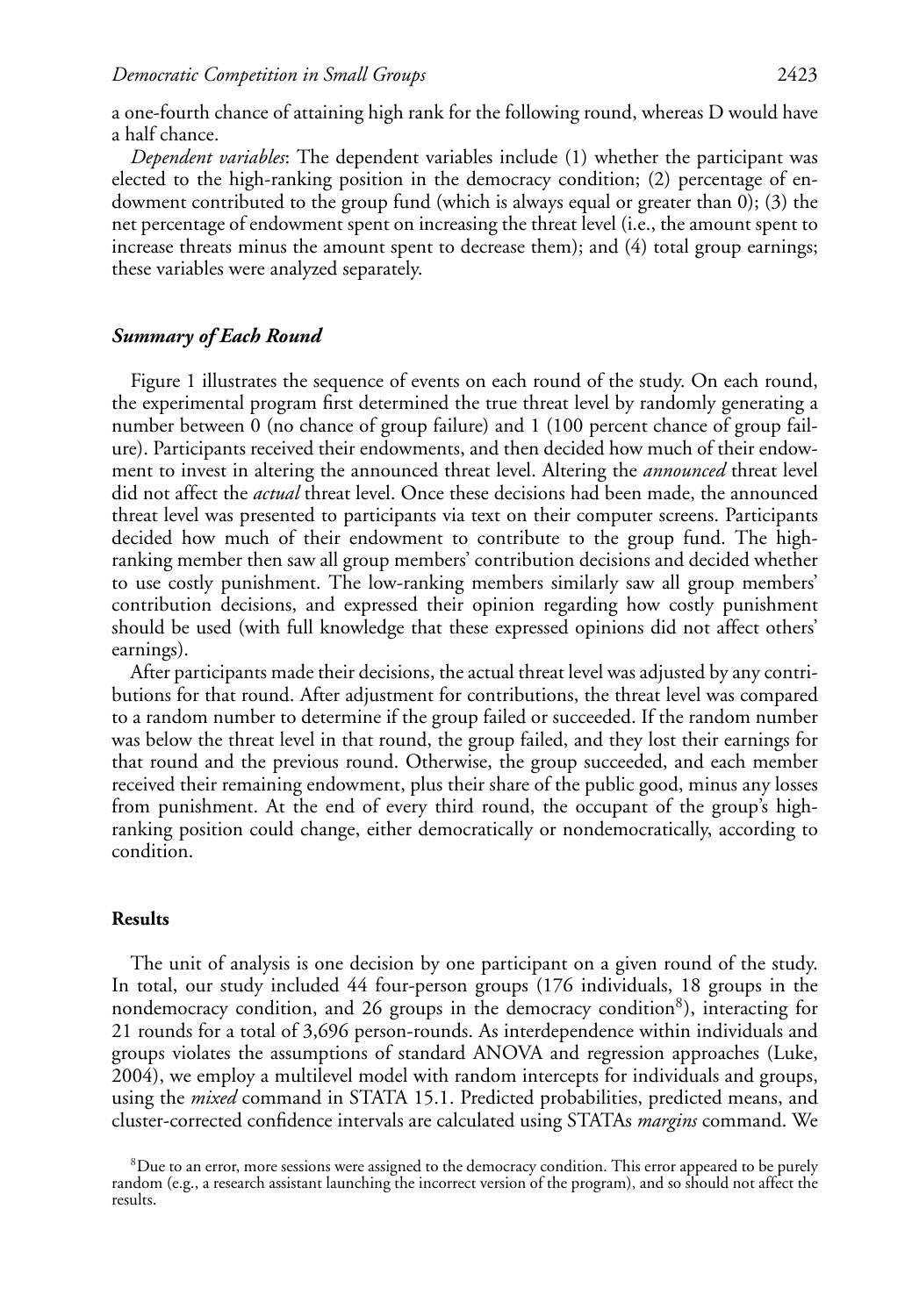a one-fourth chance of attaining high rank for the following round, whereas D would have a half chance.

*Dependent variables*: The dependent variables include (1) whether the participant was elected to the high-ranking position in the democracy condition; (2) percentage of endowment contributed to the group fund (which is always equal or greater than 0); (3) the net percentage of endowment spent on increasing the threat level (i.e., the amount spent to increase threats minus the amount spent to decrease them); and (4) total group earnings; these variables were analyzed separately.

### *Summary of Each Round*

Figure 1 illustrates the sequence of events on each round of the study. On each round, the experimental program first determined the true threat level by randomly generating a number between 0 (no chance of group failure) and 1 (100 percent chance of group failure). Participants received their endowments, and then decided how much of their endowment to invest in altering the announced threat level. Altering the *announced* threat level did not affect the *actual* threat level. Once these decisions had been made, the announced threat level was presented to participants via text on their computer screens. Participants decided how much of their endowment to contribute to the group fund. The high-ranking member then saw all group members' contribution decisions and decided whether to use costly punishment. The low-ranking members similarly saw all group members' contribution decisions, and expressed their opinion regarding how costly punishment should be used (with full knowledge that these expressed opinions did not affect others' earnings).

After participants made their decisions, the actual threat level was adjusted by any contributions for that round. After adjustment for contributions, the threat level was compared to a random number to determine if the group failed or succeeded. If the random number was below the threat level in that round, the group failed, and they lost their earnings for that round and the previous round. Otherwise, the group succeeded, and each member received their remaining endowment, plus their share of the public good, minus any losses from punishment. At the end of every third round, the occupant of the group's high-ranking position could change, either democratically or nondemocratically, according to condition.

## **Results**

The unit of analysis is one decision by one participant on a given round of the study. In total, our study included 44 four-person groups (176 individuals, 18 groups in the nondemocracy condition, and 26 groups in the democracy condition[8]), interacting for 21 rounds for a total of 3,696 person-rounds. As interdependence within individuals and groups violates the assumptions of standard ANOVA and regression approaches (Luke, 2004), we employ a multilevel model with random intercepts for individuals and groups, using the *mixed* command in STATA 15.1. Predicted probabilities, predicted means, and cluster-corrected confidence intervals are calculated using STATAs *margins* command. We

[8]Due to an error, more sessions were assigned to the democracy condition. This error appeared to be purely random (e.g., a research assistant launching the incorrect version of the program), and so should not affect the results.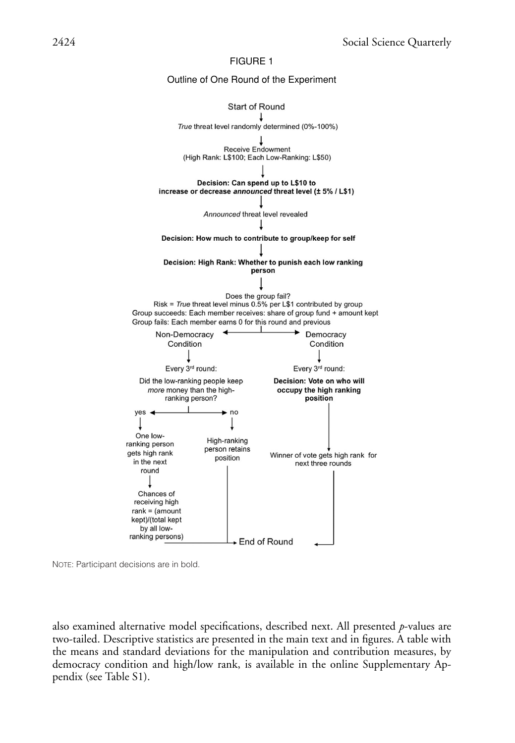FIGURE 1

Outline of One Round of the Experiment

Start of Round
↓
*True* threat level randomly determined (0%-100%)
↓
Receive Endowment
(High Rank: L$100; Each Low-Ranking: L$50)
↓
**Decision: Can spend up to L$10 to increase or decrease *announced* threat level (± 5% / L$1)**
↓
*Announced* threat level revealed
↓
**Decision: How much to contribute to group/keep for self**
↓
**Decision: High Rank: Whether to punish each low ranking person**
↓
Does the group fail?
Risk = *True* threat level minus 0.5% per L$1 contributed by group
Group succeeds: Each member receives: share of group fund + amount kept
Group fails: Each member earns 0 for this round and previous

Non-Democracy Condition → Every 3rd round: Did the low-ranking people keep *more* money than the high-ranking person?
- yes → One low-ranking person gets high rank in the next round → Chances of receiving high rank = (amount kept)/(total kept by all low-ranking persons) → End of Round
- no → High-ranking person retains position → End of Round

Democracy Condition → Every 3rd round: **Decision: Vote on who will occupy the high ranking position** → Winner of vote gets high rank for next three rounds → End of Round

NOTE: Participant decisions are in bold.

also examined alternative model specifications, described next. All presented *p*-values are two-tailed. Descriptive statistics are presented in the main text and in figures. A table with the means and standard deviations for the manipulation and contribution measures, by democracy condition and high/low rank, is available in the online Supplementary Appendix (see Table S1).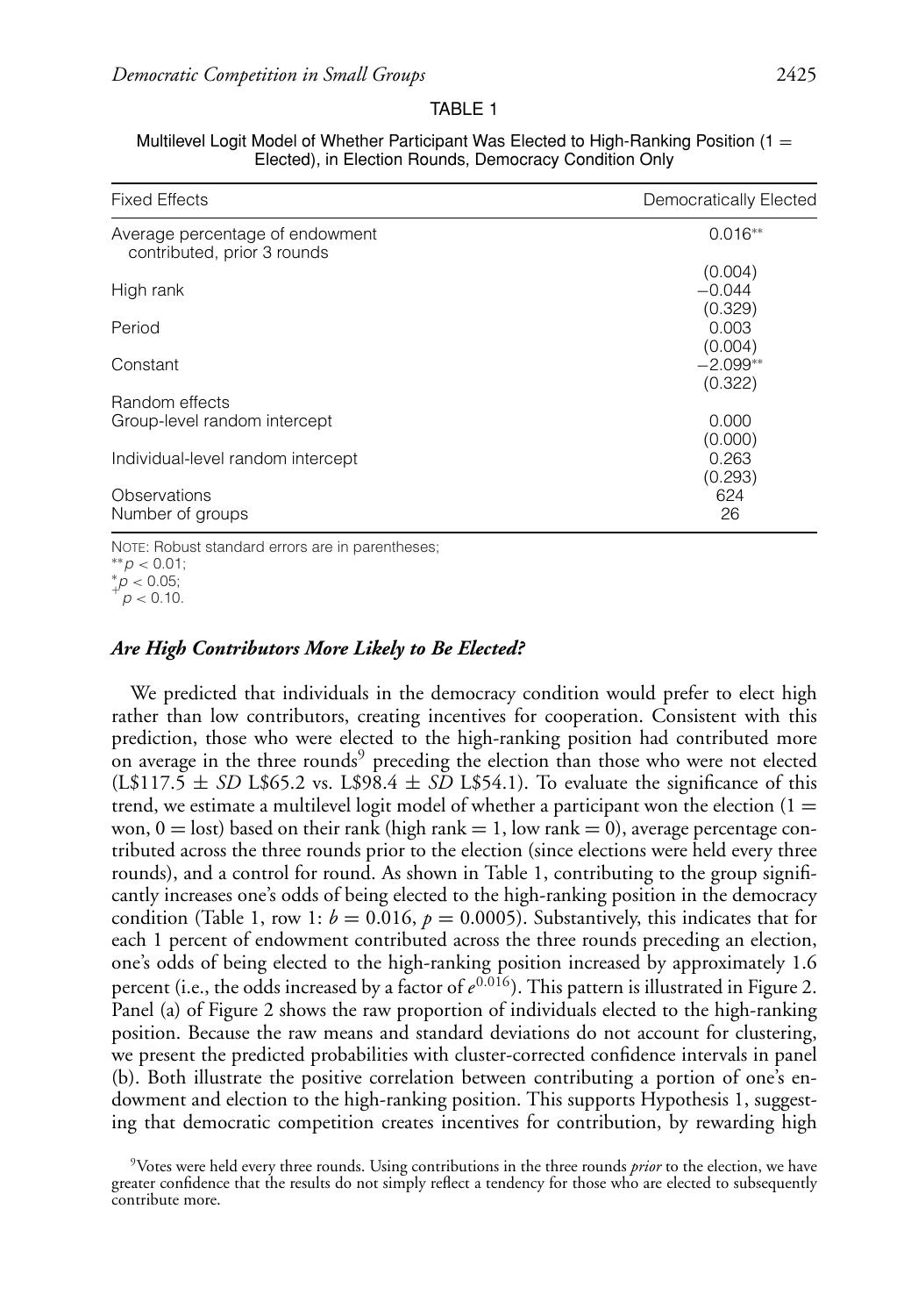TABLE 1

Multilevel Logit Model of Whether Participant Was Elected to High-Ranking Position (1 = Elected), in Election Rounds, Democracy Condition Only

| Fixed Effects | Democratically Elected |
|---|---|
| Average percentage of endowment contributed, prior 3 rounds | 0.016** |
| | (0.004) |
| High rank | −0.044 |
| | (0.329) |
| Period | 0.003 |
| | (0.004) |
| Constant | −2.099** |
| | (0.322) |
| Random effects | |
| Group-level random intercept | 0.000 |
| | (0.000) |
| Individual-level random intercept | 0.263 |
| | (0.293) |
| Observations | 624 |
| Number of groups | 26 |

NOTE: Robust standard errors are in parentheses;
$^{**}p < 0.01$;
$^{*}p < 0.05$;
$^{+}p < 0.10$.

### *Are High Contributors More Likely to Be Elected?*

We predicted that individuals in the democracy condition would prefer to elect high rather than low contributors, creating incentives for cooperation. Consistent with this prediction, those who were elected to the high-ranking position had contributed more on average in the three rounds[9] preceding the election than those who were not elected (L\$117.5 $\pm$ *SD* L\$65.2 vs. L\$98.4 $\pm$ *SD* L\$54.1). To evaluate the significance of this trend, we estimate a multilevel logit model of whether a participant won the election (1 = won, 0 = lost) based on their rank (high rank = 1, low rank = 0), average percentage contributed across the three rounds prior to the election (since elections were held every three rounds), and a control for round. As shown in Table 1, contributing to the group significantly increases one's odds of being elected to the high-ranking position in the democracy condition (Table 1, row 1: $b = 0.016$, $p = 0.0005$). Substantively, this indicates that for each 1 percent of endowment contributed across the three rounds preceding an election, one's odds of being elected to the high-ranking position increased by approximately 1.6 percent (i.e., the odds increased by a factor of $e^{0.016}$). This pattern is illustrated in Figure 2. Panel (a) of Figure 2 shows the raw proportion of individuals elected to the high-ranking position. Because the raw means and standard deviations do not account for clustering, we present the predicted probabilities with cluster-corrected confidence intervals in panel (b). Both illustrate the positive correlation between contributing a portion of one's endowment and election to the high-ranking position. This supports Hypothesis 1, suggesting that democratic competition creates incentives for contribution, by rewarding high

[9] Votes were held every three rounds. Using contributions in the three rounds *prior* to the election, we have greater confidence that the results do not simply reflect a tendency for those who are elected to subsequently contribute more.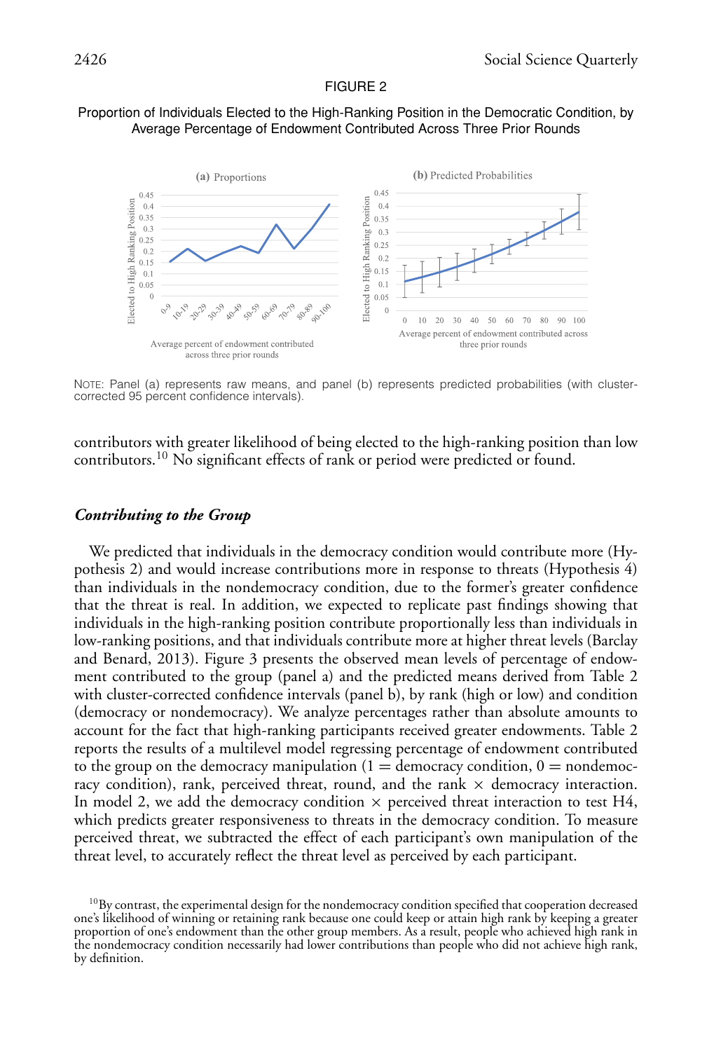FIGURE 2

Proportion of Individuals Elected to the High-Ranking Position in the Democratic Condition, by Average Percentage of Endowment Contributed Across Three Prior Rounds

NOTE: Panel (a) represents raw means, and panel (b) represents predicted probabilities (with cluster-corrected 95 percent confidence intervals).

contributors with greater likelihood of being elected to the high-ranking position than low contributors.[10] No significant effects of rank or period were predicted or found.

### *Contributing to the Group*

We predicted that individuals in the democracy condition would contribute more (Hypothesis 2) and would increase contributions more in response to threats (Hypothesis 4) than individuals in the nondemocracy condition, due to the former's greater confidence that the threat is real. In addition, we expected to replicate past findings showing that individuals in the high-ranking position contribute proportionally less than individuals in low-ranking positions, and that individuals contribute more at higher threat levels (Barclay and Benard, 2013). Figure 3 presents the observed mean levels of percentage of endowment contributed to the group (panel a) and the predicted means derived from Table 2 with cluster-corrected confidence intervals (panel b), by rank (high or low) and condition (democracy or nondemocracy). We analyze percentages rather than absolute amounts to account for the fact that high-ranking participants received greater endowments. Table 2 reports the results of a multilevel model regressing percentage of endowment contributed to the group on the democracy manipulation (1 = democracy condition, 0 = nondemocracy condition), rank, perceived threat, round, and the rank × democracy interaction. In model 2, we add the democracy condition × perceived threat interaction to test H4, which predicts greater responsiveness to threats in the democracy condition. To measure perceived threat, we subtracted the effect of each participant's own manipulation of the threat level, to accurately reflect the threat level as perceived by each participant.

[10] By contrast, the experimental design for the nondemocracy condition specified that cooperation decreased one's likelihood of winning or retaining rank because one could keep or attain high rank by keeping a greater proportion of one's endowment than the other group members. As a result, people who achieved high rank in the nondemocracy condition necessarily had lower contributions than people who did not achieve high rank, by definition.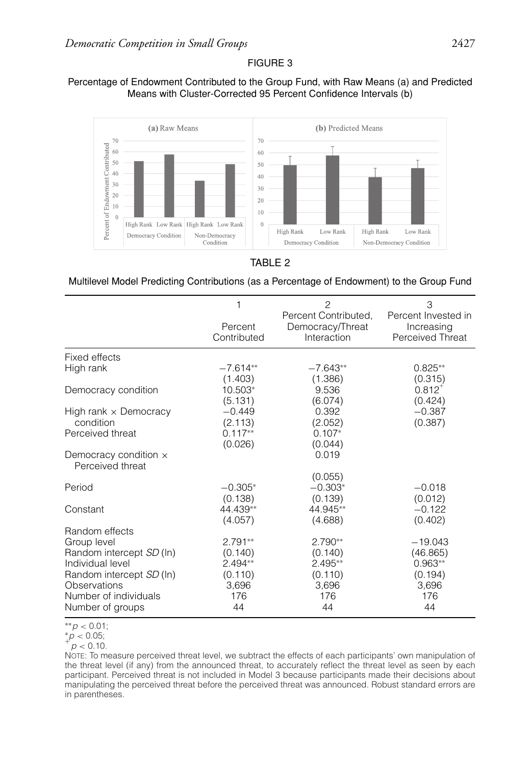FIGURE 3

Percentage of Endowment Contributed to the Group Fund, with Raw Means (a) and Predicted Means with Cluster-Corrected 95 Percent Confidence Intervals (b)

TABLE 2

Multilevel Model Predicting Contributions (as a Percentage of Endowment) to the Group Fund

| | 1<br>Percent Contributed | 2<br>Percent Contributed, Democracy/Threat Interaction | 3<br>Percent Invested in Increasing Perceived Threat |
|---|---|---|---|
| Fixed effects | | | |
| High rank | −7.614** | −7.643** | 0.825** |
| | (1.403) | (1.386) | (0.315) |
| Democracy condition | 10.503* | 9.536 | 0.812⁺ |
| | (5.131) | (6.074) | (0.424) |
| High rank × Democracy condition | −0.449 | 0.392 | −0.387 |
| | (2.113) | (2.052) | (0.387) |
| Perceived threat | 0.117** | 0.107* | |
| | (0.026) | (0.044) | |
| Democracy condition × Perceived threat | | 0.019 | |
| | | (0.055) | |
| Period | −0.305* | −0.303* | −0.018 |
| | (0.138) | (0.139) | (0.012) |
| Constant | 44.439** | 44.945** | −0.122 |
| | (4.057) | (4.688) | (0.402) |
| Random effects | | | |
| Group level | 2.791** | 2.790** | −19.043 |
| Random intercept *SD* (ln) | (0.140) | (0.140) | (46.865) |
| Individual level | 2.494** | 2.495** | 0.963** |
| Random intercept *SD* (ln) | (0.110) | (0.110) | (0.194) |
| Observations | 3,696 | 3,696 | 3,696 |
| Number of individuals | 176 | 176 | 176 |
| Number of groups | 44 | 44 | 44 |

**$p < 0.01$;
*$p < 0.05$;
⁺$p < 0.10$.

NOTE: To measure perceived threat level, we subtract the effects of each participants' own manipulation of the threat level (if any) from the announced threat, to accurately reflect the threat level as seen by each participant. Perceived threat is not included in Model 3 because participants made their decisions about manipulating the perceived threat before the perceived threat was announced. Robust standard errors are in parentheses.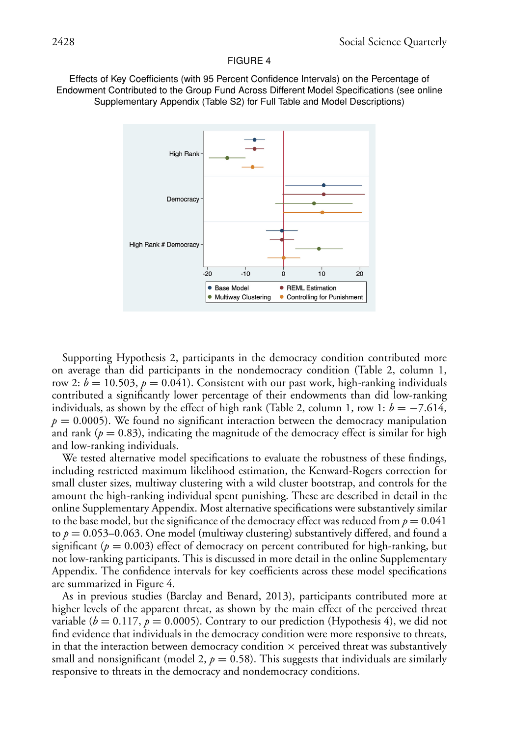FIGURE 4

Effects of Key Coefficients (with 95 Percent Confidence Intervals) on the Percentage of Endowment Contributed to the Group Fund Across Different Model Specifications (see online Supplementary Appendix (Table S2) for Full Table and Model Descriptions)

Supporting Hypothesis 2, participants in the democracy condition contributed more on average than did participants in the nondemocracy condition (Table 2, column 1, row 2: $b = 10.503$, $p = 0.041$). Consistent with our past work, high-ranking individuals contributed a significantly lower percentage of their endowments than did low-ranking individuals, as shown by the effect of high rank (Table 2, column 1, row 1: $b = -7.614$, $p = 0.0005$). We found no significant interaction between the democracy manipulation and rank ($p = 0.83$), indicating the magnitude of the democracy effect is similar for high and low-ranking individuals.

We tested alternative model specifications to evaluate the robustness of these findings, including restricted maximum likelihood estimation, the Kenward-Rogers correction for small cluster sizes, multiway clustering with a wild cluster bootstrap, and controls for the amount the high-ranking individual spent punishing. These are described in detail in the online Supplementary Appendix. Most alternative specifications were substantively similar to the base model, but the significance of the democracy effect was reduced from $p = 0.041$ to $p = 0.053$–$0.063$. One model (multiway clustering) substantively differed, and found a significant ($p = 0.003$) effect of democracy on percent contributed for high-ranking, but not low-ranking participants. This is discussed in more detail in the online Supplementary Appendix. The confidence intervals for key coefficients across these model specifications are summarized in Figure 4.

As in previous studies (Barclay and Benard, 2013), participants contributed more at higher levels of the apparent threat, as shown by the main effect of the perceived threat variable ($b = 0.117$, $p = 0.0005$). Contrary to our prediction (Hypothesis 4), we did not find evidence that individuals in the democracy condition were more responsive to threats, in that the interaction between democracy condition $\times$ perceived threat was substantively small and nonsignificant (model 2, $p = 0.58$). This suggests that individuals are similarly responsive to threats in the democracy and nondemocracy conditions.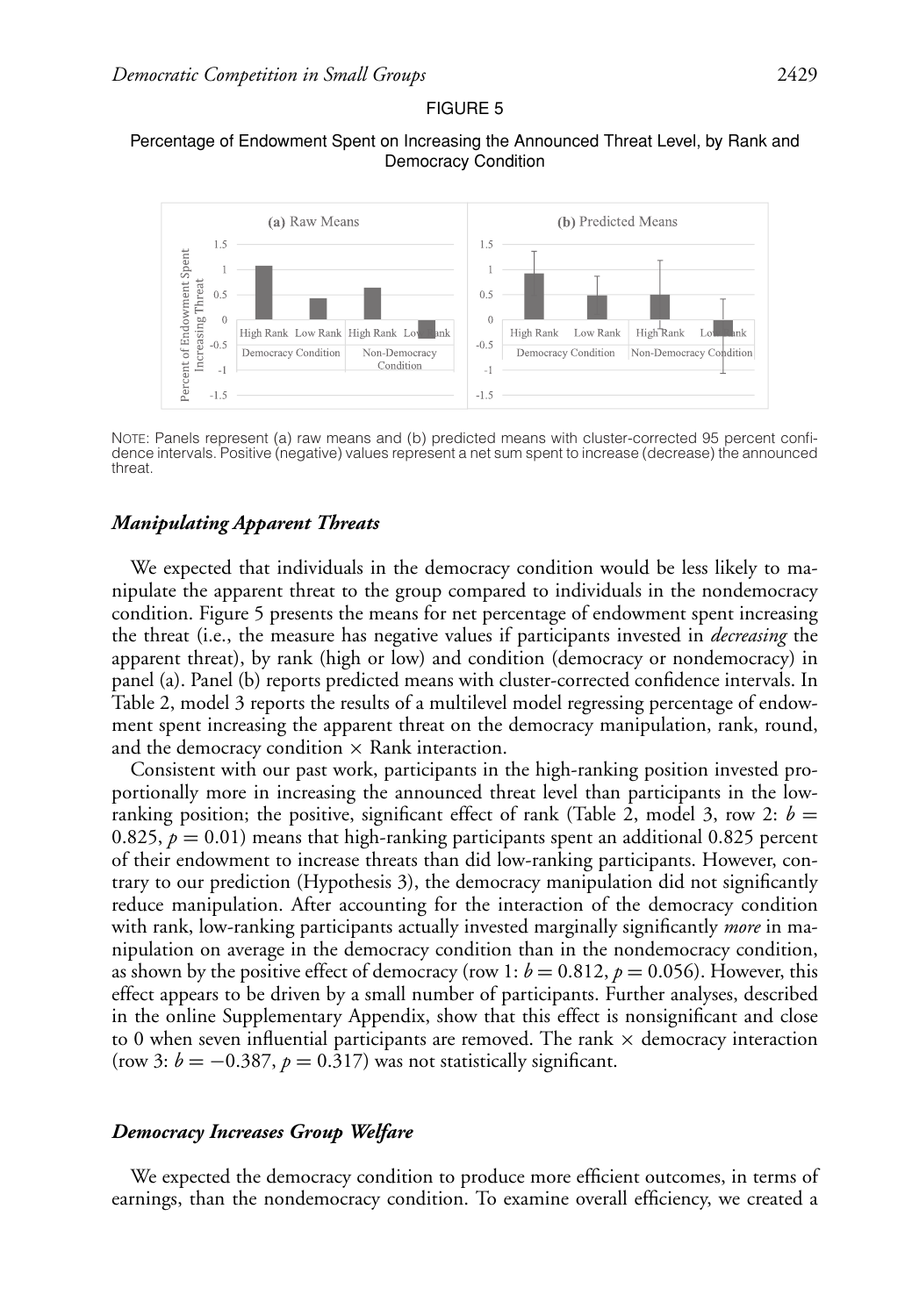FIGURE 5

Percentage of Endowment Spent on Increasing the Announced Threat Level, by Rank and Democracy Condition

NOTE: Panels represent (a) raw means and (b) predicted means with cluster-corrected 95 percent confidence intervals. Positive (negative) values represent a net sum spent to increase (decrease) the announced threat.

### *Manipulating Apparent Threats*

We expected that individuals in the democracy condition would be less likely to manipulate the apparent threat to the group compared to individuals in the nondemocracy condition. Figure 5 presents the means for net percentage of endowment spent increasing the threat (i.e., the measure has negative values if participants invested in *decreasing* the apparent threat), by rank (high or low) and condition (democracy or nondemocracy) in panel (a). Panel (b) reports predicted means with cluster-corrected confidence intervals. In Table 2, model 3 reports the results of a multilevel model regressing percentage of endowment spent increasing the apparent threat on the democracy manipulation, rank, round, and the democracy condition × Rank interaction.

Consistent with our past work, participants in the high-ranking position invested proportionally more in increasing the announced threat level than participants in the low-ranking position; the positive, significant effect of rank (Table 2, model 3, row 2: $b = 0.825$, $p = 0.01$) means that high-ranking participants spent an additional 0.825 percent of their endowment to increase threats than did low-ranking participants. However, contrary to our prediction (Hypothesis 3), the democracy manipulation did not significantly reduce manipulation. After accounting for the interaction of the democracy condition with rank, low-ranking participants actually invested marginally significantly *more* in manipulation on average in the democracy condition than in the nondemocracy condition, as shown by the positive effect of democracy (row 1: $b = 0.812$, $p = 0.056$). However, this effect appears to be driven by a small number of participants. Further analyses, described in the online Supplementary Appendix, show that this effect is nonsignificant and close to 0 when seven influential participants are removed. The rank × democracy interaction (row 3: $b = -0.387$, $p = 0.317$) was not statistically significant.

### *Democracy Increases Group Welfare*

We expected the democracy condition to produce more efficient outcomes, in terms of earnings, than the nondemocracy condition. To examine overall efficiency, we created a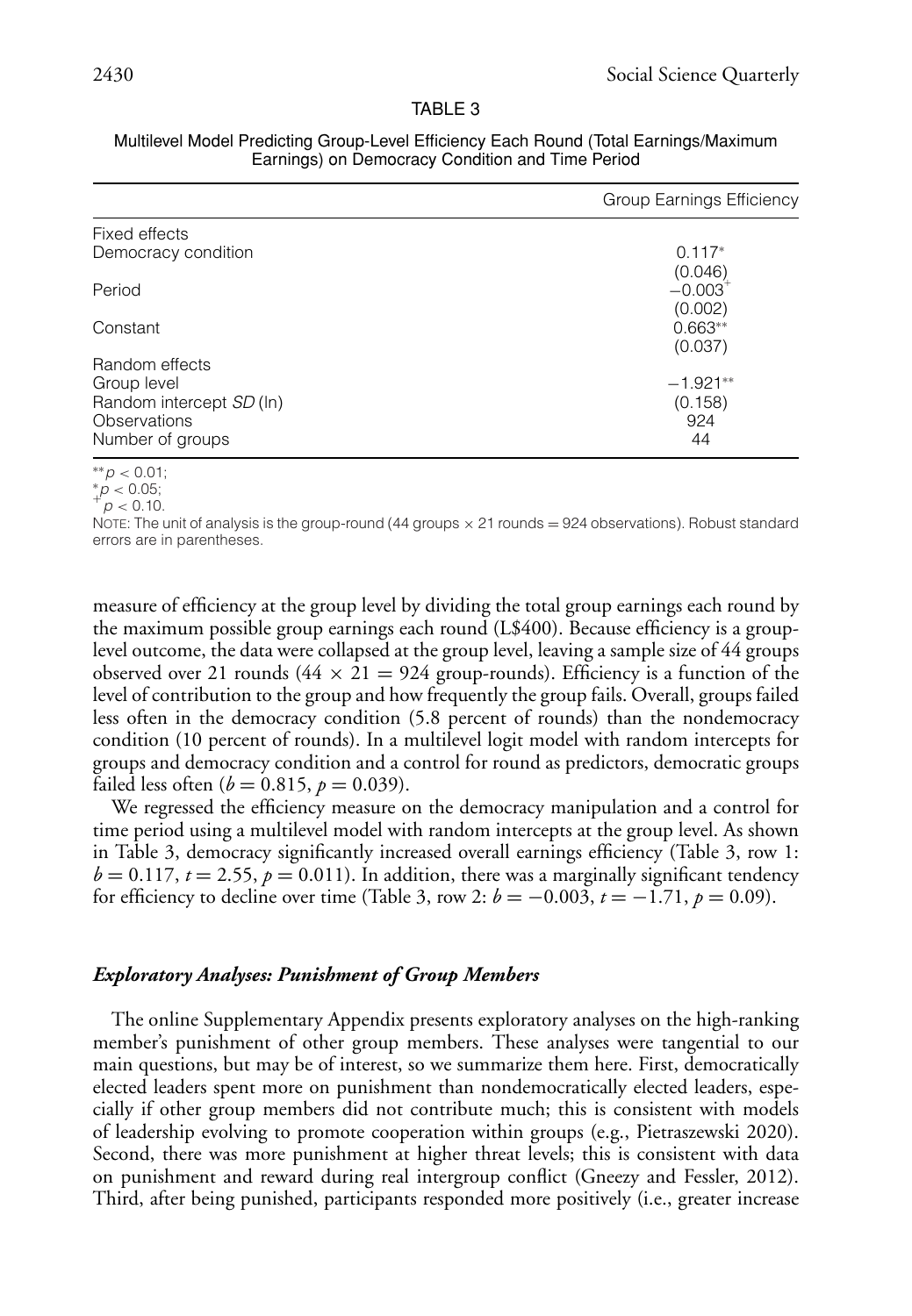TABLE 3

Multilevel Model Predicting Group-Level Efficiency Each Round (Total Earnings/Maximum Earnings) on Democracy Condition and Time Period

| | Group Earnings Efficiency |
|---|---|
| Fixed effects | |
| Democracy condition | $0.117^{*}$ |
| | (0.046) |
| Period | $-0.003^{+}$ |
| | (0.002) |
| Constant | $0.663^{**}$ |
| | (0.037) |
| Random effects | |
| Group level | $-1.921^{**}$ |
| Random intercept *SD* (ln) | (0.158) |
| Observations | 924 |
| Number of groups | 44 |

$^{**}p < 0.01$;
$^{*}p < 0.05$;
$^{+}p < 0.10$.

NOTE: The unit of analysis is the group-round (44 groups × 21 rounds = 924 observations). Robust standard errors are in parentheses.

measure of efficiency at the group level by dividing the total group earnings each round by the maximum possible group earnings each round (L\$400). Because efficiency is a group-level outcome, the data were collapsed at the group level, leaving a sample size of 44 groups observed over 21 rounds ($44 \times 21 = 924$ group-rounds). Efficiency is a function of the level of contribution to the group and how frequently the group fails. Overall, groups failed less often in the democracy condition (5.8 percent of rounds) than the nondemocracy condition (10 percent of rounds). In a multilevel logit model with random intercepts for groups and democracy condition and a control for round as predictors, democratic groups failed less often ($b = 0.815$, $p = 0.039$).

We regressed the efficiency measure on the democracy manipulation and a control for time period using a multilevel model with random intercepts at the group level. As shown in Table 3, democracy significantly increased overall earnings efficiency (Table 3, row 1: $b = 0.117$, $t = 2.55$, $p = 0.011$). In addition, there was a marginally significant tendency for efficiency to decline over time (Table 3, row 2: $b = -0.003$, $t = -1.71$, $p = 0.09$).

### *Exploratory Analyses: Punishment of Group Members*

The online Supplementary Appendix presents exploratory analyses on the high-ranking member's punishment of other group members. These analyses were tangential to our main questions, but may be of interest, so we summarize them here. First, democratically elected leaders spent more on punishment than nondemocratically elected leaders, especially if other group members did not contribute much; this is consistent with models of leadership evolving to promote cooperation within groups (e.g., Pietraszewski 2020). Second, there was more punishment at higher threat levels; this is consistent with data on punishment and reward during real intergroup conflict (Gneezy and Fessler, 2012). Third, after being punished, participants responded more positively (i.e., greater increase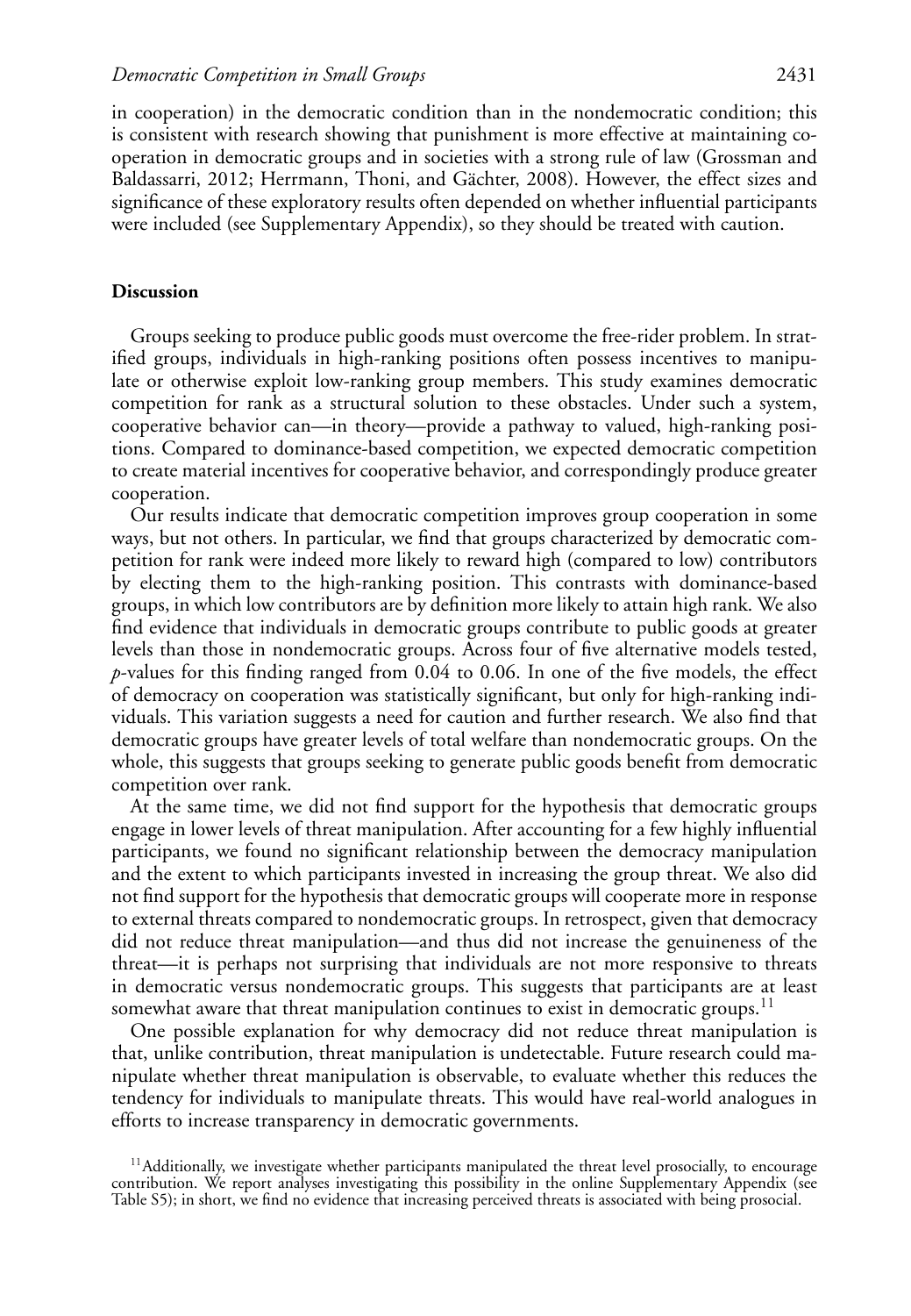in cooperation) in the democratic condition than in the nondemocratic condition; this is consistent with research showing that punishment is more effective at maintaining cooperation in democratic groups and in societies with a strong rule of law (Grossman and Baldassarri, 2012; Herrmann, Thoni, and Gächter, 2008). However, the effect sizes and significance of these exploratory results often depended on whether influential participants were included (see Supplementary Appendix), so they should be treated with caution.

## Discussion

Groups seeking to produce public goods must overcome the free-rider problem. In stratified groups, individuals in high-ranking positions often possess incentives to manipulate or otherwise exploit low-ranking group members. This study examines democratic competition for rank as a structural solution to these obstacles. Under such a system, cooperative behavior can—in theory—provide a pathway to valued, high-ranking positions. Compared to dominance-based competition, we expected democratic competition to create material incentives for cooperative behavior, and correspondingly produce greater cooperation.

Our results indicate that democratic competition improves group cooperation in some ways, but not others. In particular, we find that groups characterized by democratic competition for rank were indeed more likely to reward high (compared to low) contributors by electing them to the high-ranking position. This contrasts with dominance-based groups, in which low contributors are by definition more likely to attain high rank. We also find evidence that individuals in democratic groups contribute to public goods at greater levels than those in nondemocratic groups. Across four of five alternative models tested, $p$-values for this finding ranged from 0.04 to 0.06. In one of the five models, the effect of democracy on cooperation was statistically significant, but only for high-ranking individuals. This variation suggests a need for caution and further research. We also find that democratic groups have greater levels of total welfare than nondemocratic groups. On the whole, this suggests that groups seeking to generate public goods benefit from democratic competition over rank.

At the same time, we did not find support for the hypothesis that democratic groups engage in lower levels of threat manipulation. After accounting for a few highly influential participants, we found no significant relationship between the democracy manipulation and the extent to which participants invested in increasing the group threat. We also did not find support for the hypothesis that democratic groups will cooperate more in response to external threats compared to nondemocratic groups. In retrospect, given that democracy did not reduce threat manipulation—and thus did not increase the genuineness of the threat—it is perhaps not surprising that individuals are not more responsive to threats in democratic versus nondemocratic groups. This suggests that participants are at least somewhat aware that threat manipulation continues to exist in democratic groups.[11]

One possible explanation for why democracy did not reduce threat manipulation is that, unlike contribution, threat manipulation is undetectable. Future research could manipulate whether threat manipulation is observable, to evaluate whether this reduces the tendency for individuals to manipulate threats. This would have real-world analogues in efforts to increase transparency in democratic governments.

[11] Additionally, we investigate whether participants manipulated the threat level prosocially, to encourage contribution. We report analyses investigating this possibility in the online Supplementary Appendix (see Table S5); in short, we find no evidence that increasing perceived threats is associated with being prosocial.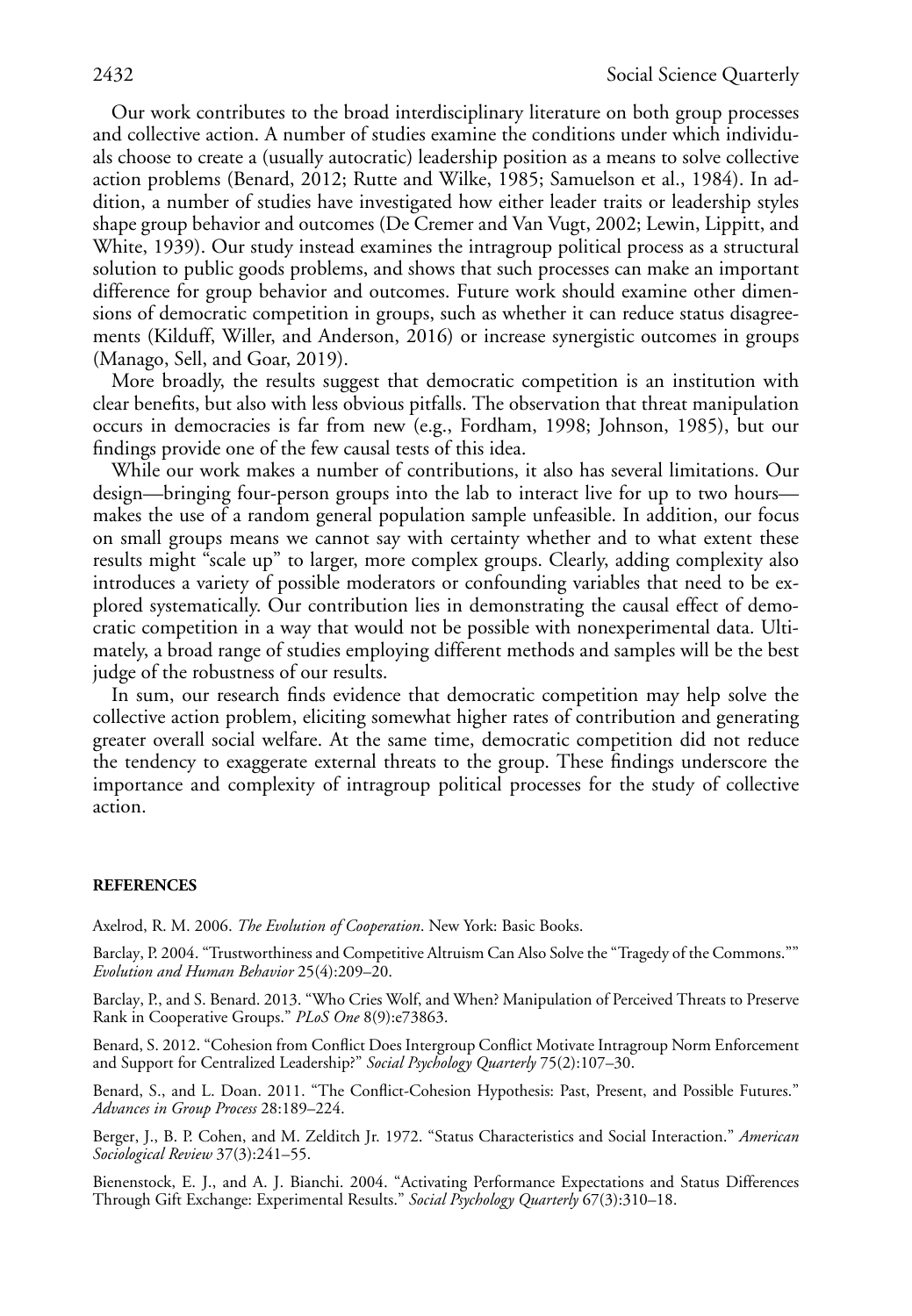Our work contributes to the broad interdisciplinary literature on both group processes and collective action. A number of studies examine the conditions under which individuals choose to create a (usually autocratic) leadership position as a means to solve collective action problems (Benard, 2012; Rutte and Wilke, 1985; Samuelson et al., 1984). In addition, a number of studies have investigated how either leader traits or leadership styles shape group behavior and outcomes (De Cremer and Van Vugt, 2002; Lewin, Lippitt, and White, 1939). Our study instead examines the intragroup political process as a structural solution to public goods problems, and shows that such processes can make an important difference for group behavior and outcomes. Future work should examine other dimensions of democratic competition in groups, such as whether it can reduce status disagreements (Kilduff, Willer, and Anderson, 2016) or increase synergistic outcomes in groups (Manago, Sell, and Goar, 2019).

More broadly, the results suggest that democratic competition is an institution with clear benefits, but also with less obvious pitfalls. The observation that threat manipulation occurs in democracies is far from new (e.g., Fordham, 1998; Johnson, 1985), but our findings provide one of the few causal tests of this idea.

While our work makes a number of contributions, it also has several limitations. Our design—bringing four-person groups into the lab to interact live for up to two hours—makes the use of a random general population sample unfeasible. In addition, our focus on small groups means we cannot say with certainty whether and to what extent these results might "scale up" to larger, more complex groups. Clearly, adding complexity also introduces a variety of possible moderators or confounding variables that need to be explored systematically. Our contribution lies in demonstrating the causal effect of democratic competition in a way that would not be possible with nonexperimental data. Ultimately, a broad range of studies employing different methods and samples will be the best judge of the robustness of our results.

In sum, our research finds evidence that democratic competition may help solve the collective action problem, eliciting somewhat higher rates of contribution and generating greater overall social welfare. At the same time, democratic competition did not reduce the tendency to exaggerate external threats to the group. These findings underscore the importance and complexity of intragroup political processes for the study of collective action.

## REFERENCES

Axelrod, R. M. 2006. *The Evolution of Cooperation*. New York: Basic Books.

Barclay, P. 2004. "Trustworthiness and Competitive Altruism Can Also Solve the "Tragedy of the Commons."" *Evolution and Human Behavior* 25(4):209–20.

Barclay, P., and S. Benard. 2013. "Who Cries Wolf, and When? Manipulation of Perceived Threats to Preserve Rank in Cooperative Groups." *PLoS One* 8(9):e73863.

Benard, S. 2012. "Cohesion from Conflict Does Intergroup Conflict Motivate Intragroup Norm Enforcement and Support for Centralized Leadership?" *Social Psychology Quarterly* 75(2):107–30.

Benard, S., and L. Doan. 2011. "The Conflict-Cohesion Hypothesis: Past, Present, and Possible Futures." *Advances in Group Process* 28:189–224.

Berger, J., B. P. Cohen, and M. Zelditch Jr. 1972. "Status Characteristics and Social Interaction." *American Sociological Review* 37(3):241–55.

Bienenstock, E. J., and A. J. Bianchi. 2004. "Activating Performance Expectations and Status Differences Through Gift Exchange: Experimental Results." *Social Psychology Quarterly* 67(3):310–18.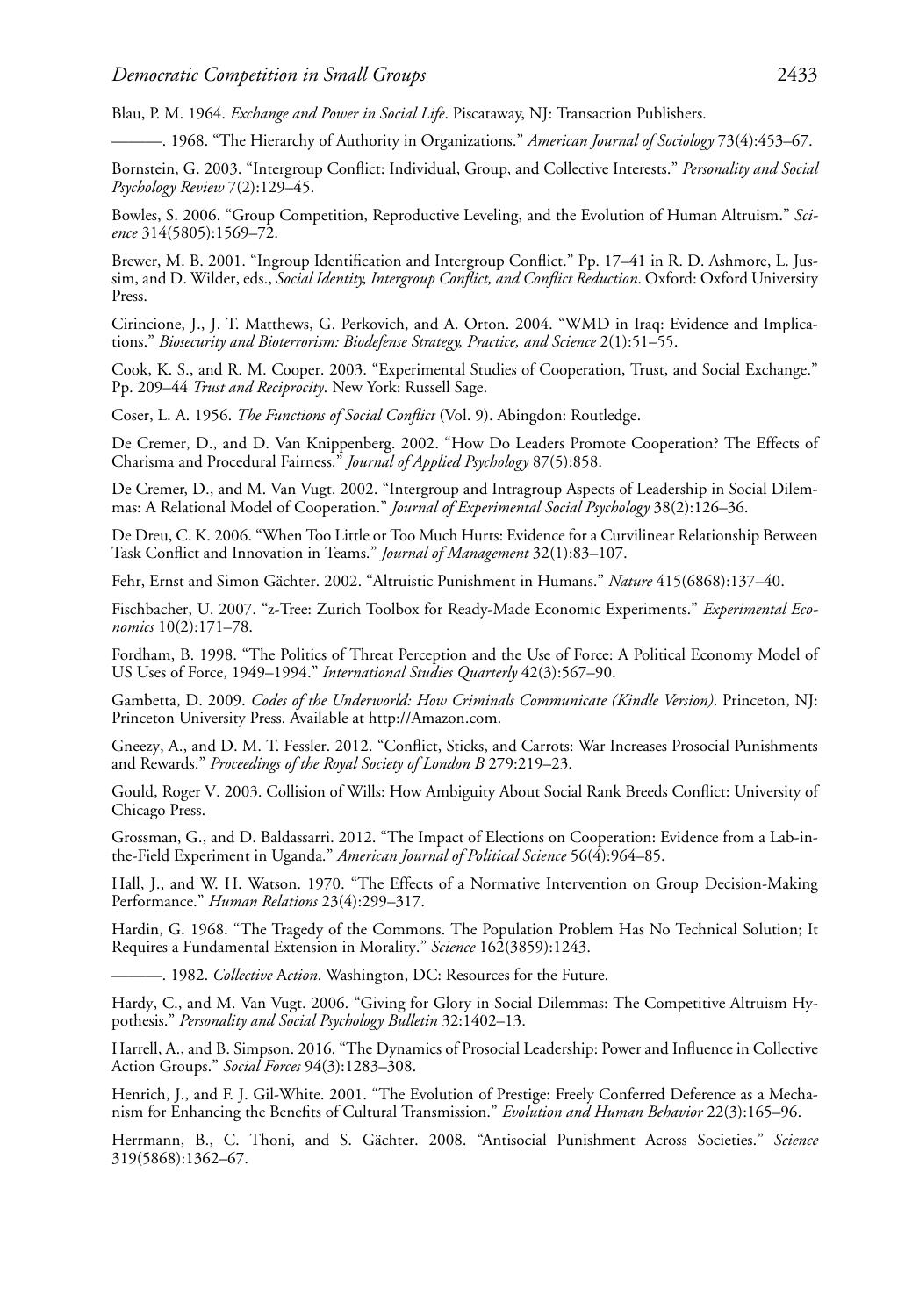Blau, P. M. 1964. *Exchange and Power in Social Life*. Piscataway, NJ: Transaction Publishers.

———. 1968. "The Hierarchy of Authority in Organizations." *American Journal of Sociology* 73(4):453–67.

Bornstein, G. 2003. "Intergroup Conflict: Individual, Group, and Collective Interests." *Personality and Social Psychology Review* 7(2):129–45.

Bowles, S. 2006. "Group Competition, Reproductive Leveling, and the Evolution of Human Altruism." *Science* 314(5805):1569–72.

Brewer, M. B. 2001. "Ingroup Identification and Intergroup Conflict." Pp. 17–41 in R. D. Ashmore, L. Jussim, and D. Wilder, eds., *Social Identity, Intergroup Conflict, and Conflict Reduction*. Oxford: Oxford University Press.

Cirincione, J., J. T. Matthews, G. Perkovich, and A. Orton. 2004. "WMD in Iraq: Evidence and Implications." *Biosecurity and Bioterrorism: Biodefense Strategy, Practice, and Science* 2(1):51–55.

Cook, K. S., and R. M. Cooper. 2003. "Experimental Studies of Cooperation, Trust, and Social Exchange." Pp. 209–44 *Trust and Reciprocity*. New York: Russell Sage.

Coser, L. A. 1956. *The Functions of Social Conflict* (Vol. 9). Abingdon: Routledge.

De Cremer, D., and D. Van Knippenberg. 2002. "How Do Leaders Promote Cooperation? The Effects of Charisma and Procedural Fairness." *Journal of Applied Psychology* 87(5):858.

De Cremer, D., and M. Van Vugt. 2002. "Intergroup and Intragroup Aspects of Leadership in Social Dilemmas: A Relational Model of Cooperation." *Journal of Experimental Social Psychology* 38(2):126–36.

De Dreu, C. K. 2006. "When Too Little or Too Much Hurts: Evidence for a Curvilinear Relationship Between Task Conflict and Innovation in Teams." *Journal of Management* 32(1):83–107.

Fehr, Ernst and Simon Gächter. 2002. "Altruistic Punishment in Humans." *Nature* 415(6868):137–40.

Fischbacher, U. 2007. "z-Tree: Zurich Toolbox for Ready-Made Economic Experiments." *Experimental Economics* 10(2):171–78.

Fordham, B. 1998. "The Politics of Threat Perception and the Use of Force: A Political Economy Model of US Uses of Force, 1949–1994." *International Studies Quarterly* 42(3):567–90.

Gambetta, D. 2009. *Codes of the Underworld: How Criminals Communicate (Kindle Version)*. Princeton, NJ: Princeton University Press. Available at http://Amazon.com.

Gneezy, A., and D. M. T. Fessler. 2012. "Conflict, Sticks, and Carrots: War Increases Prosocial Punishments and Rewards." *Proceedings of the Royal Society of London B* 279:219–23.

Gould, Roger V. 2003. Collision of Wills: How Ambiguity About Social Rank Breeds Conflict: University of Chicago Press.

Grossman, G., and D. Baldassarri. 2012. "The Impact of Elections on Cooperation: Evidence from a Lab-in-the-Field Experiment in Uganda." *American Journal of Political Science* 56(4):964–85.

Hall, J., and W. H. Watson. 1970. "The Effects of a Normative Intervention on Group Decision-Making Performance." *Human Relations* 23(4):299–317.

Hardin, G. 1968. "The Tragedy of the Commons. The Population Problem Has No Technical Solution; It Requires a Fundamental Extension in Morality." *Science* 162(3859):1243.

———. 1982. *Collective Action*. Washington, DC: Resources for the Future.

Hardy, C., and M. Van Vugt. 2006. "Giving for Glory in Social Dilemmas: The Competitive Altruism Hypothesis." *Personality and Social Psychology Bulletin* 32:1402–13.

Harrell, A., and B. Simpson. 2016. "The Dynamics of Prosocial Leadership: Power and Influence in Collective Action Groups." *Social Forces* 94(3):1283–308.

Henrich, J., and F. J. Gil-White. 2001. "The Evolution of Prestige: Freely Conferred Deference as a Mechanism for Enhancing the Benefits of Cultural Transmission." *Evolution and Human Behavior* 22(3):165–96.

Herrmann, B., C. Thoni, and S. Gächter. 2008. "Antisocial Punishment Across Societies." *Science* 319(5868):1362–67.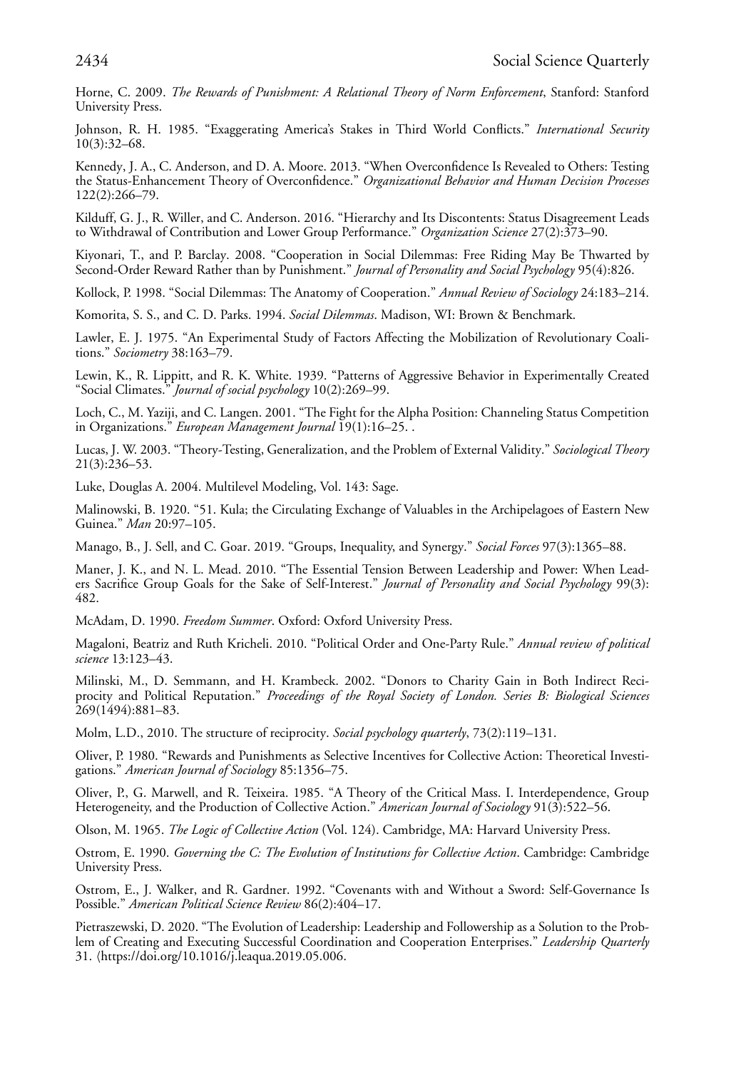Horne, C. 2009. *The Rewards of Punishment: A Relational Theory of Norm Enforcement*, Stanford: Stanford University Press.

Johnson, R. H. 1985. "Exaggerating America's Stakes in Third World Conflicts." *International Security* 10(3):32–68.

Kennedy, J. A., C. Anderson, and D. A. Moore. 2013. "When Overconfidence Is Revealed to Others: Testing the Status-Enhancement Theory of Overconfidence." *Organizational Behavior and Human Decision Processes* 122(2):266–79.

Kilduff, G. J., R. Willer, and C. Anderson. 2016. "Hierarchy and Its Discontents: Status Disagreement Leads to Withdrawal of Contribution and Lower Group Performance." *Organization Science* 27(2):373–90.

Kiyonari, T., and P. Barclay. 2008. "Cooperation in Social Dilemmas: Free Riding May Be Thwarted by Second-Order Reward Rather than by Punishment." *Journal of Personality and Social Psychology* 95(4):826.

Kollock, P. 1998. "Social Dilemmas: The Anatomy of Cooperation." *Annual Review of Sociology* 24:183–214.

Komorita, S. S., and C. D. Parks. 1994. *Social Dilemmas*. Madison, WI: Brown & Benchmark.

Lawler, E. J. 1975. "An Experimental Study of Factors Affecting the Mobilization of Revolutionary Coalitions." *Sociometry* 38:163–79.

Lewin, K., R. Lippitt, and R. K. White. 1939. "Patterns of Aggressive Behavior in Experimentally Created "Social Climates." *Journal of social psychology* 10(2):269–99.

Loch, C., M. Yaziji, and C. Langen. 2001. "The Fight for the Alpha Position: Channeling Status Competition in Organizations." *European Management Journal* 19(1):16–25. .

Lucas, J. W. 2003. "Theory-Testing, Generalization, and the Problem of External Validity." *Sociological Theory* 21(3):236–53.

Luke, Douglas A. 2004. Multilevel Modeling, Vol. 143: Sage.

Malinowski, B. 1920. "51. Kula; the Circulating Exchange of Valuables in the Archipelagoes of Eastern New Guinea." *Man* 20:97–105.

Manago, B., J. Sell, and C. Goar. 2019. "Groups, Inequality, and Synergy." *Social Forces* 97(3):1365–88.

Maner, J. K., and N. L. Mead. 2010. "The Essential Tension Between Leadership and Power: When Leaders Sacrifice Group Goals for the Sake of Self-Interest." *Journal of Personality and Social Psychology* 99(3): 482.

McAdam, D. 1990. *Freedom Summer*. Oxford: Oxford University Press.

Magaloni, Beatriz and Ruth Kricheli. 2010. "Political Order and One-Party Rule." *Annual review of political science* 13:123–43.

Milinski, M., D. Semmann, and H. Krambeck. 2002. "Donors to Charity Gain in Both Indirect Reciprocity and Political Reputation." *Proceedings of the Royal Society of London. Series B: Biological Sciences* 269(1494):881–83.

Molm, L.D., 2010. The structure of reciprocity. *Social psychology quarterly*, 73(2):119–131.

Oliver, P. 1980. "Rewards and Punishments as Selective Incentives for Collective Action: Theoretical Investigations." *American Journal of Sociology* 85:1356–75.

Oliver, P., G. Marwell, and R. Teixeira. 1985. "A Theory of the Critical Mass. I. Interdependence, Group Heterogeneity, and the Production of Collective Action." *American Journal of Sociology* 91(3):522–56.

Olson, M. 1965. *The Logic of Collective Action* (Vol. 124). Cambridge, MA: Harvard University Press.

Ostrom, E. 1990. *Governing the C: The Evolution of Institutions for Collective Action*. Cambridge: Cambridge University Press.

Ostrom, E., J. Walker, and R. Gardner. 1992. "Covenants with and Without a Sword: Self-Governance Is Possible." *American Political Science Review* 86(2):404–17.

Pietraszewski, D. 2020. "The Evolution of Leadership: Leadership and Followership as a Solution to the Problem of Creating and Executing Successful Coordination and Cooperation Enterprises." *Leadership Quarterly* 31. ⟨https://doi.org/10.1016/j.leaqua.2019.05.006.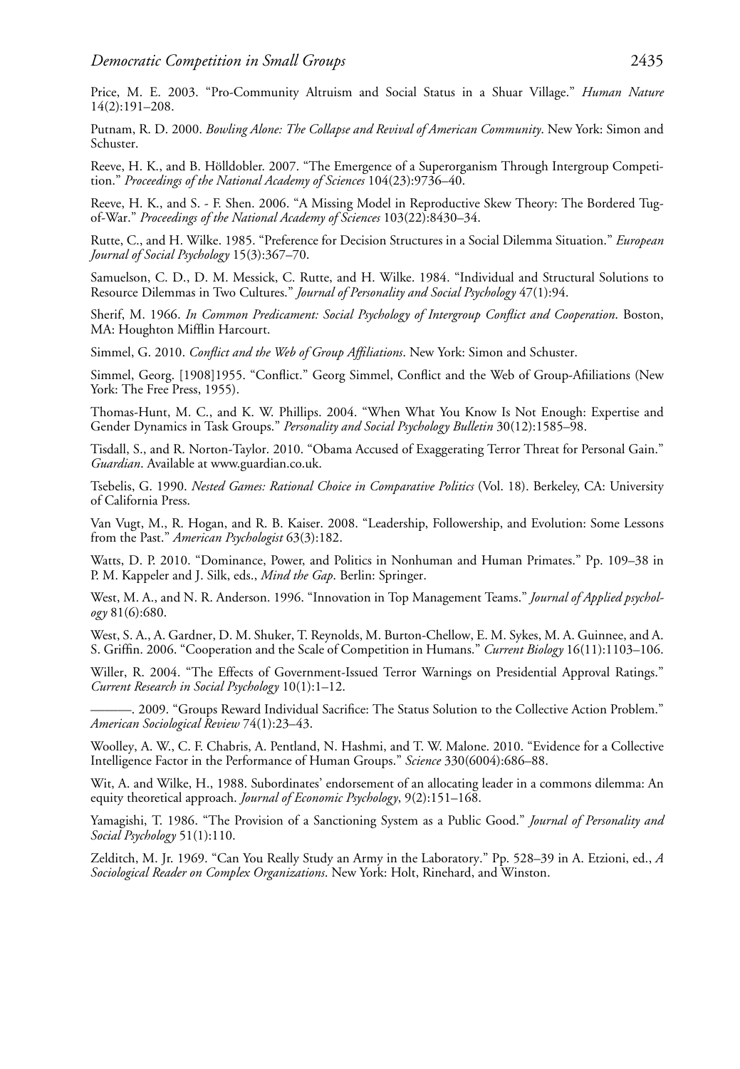Price, M. E. 2003. "Pro-Community Altruism and Social Status in a Shuar Village." *Human Nature* 14(2):191–208.

Putnam, R. D. 2000. *Bowling Alone: The Collapse and Revival of American Community*. New York: Simon and Schuster.

Reeve, H. K., and B. Hölldobler. 2007. "The Emergence of a Superorganism Through Intergroup Competition." *Proceedings of the National Academy of Sciences* 104(23):9736–40.

Reeve, H. K., and S. - F. Shen. 2006. "A Missing Model in Reproductive Skew Theory: The Bordered Tug-of-War." *Proceedings of the National Academy of Sciences* 103(22):8430–34.

Rutte, C., and H. Wilke. 1985. "Preference for Decision Structures in a Social Dilemma Situation." *European Journal of Social Psychology* 15(3):367–70.

Samuelson, C. D., D. M. Messick, C. Rutte, and H. Wilke. 1984. "Individual and Structural Solutions to Resource Dilemmas in Two Cultures." *Journal of Personality and Social Psychology* 47(1):94.

Sherif, M. 1966. *In Common Predicament: Social Psychology of Intergroup Conflict and Cooperation*. Boston, MA: Houghton Mifflin Harcourt.

Simmel, G. 2010. *Conflict and the Web of Group Affiliations*. New York: Simon and Schuster.

Simmel, Georg. [1908]1955. "Conflict." Georg Simmel, Conflict and the Web of Group-Afiliations (New York: The Free Press, 1955).

Thomas-Hunt, M. C., and K. W. Phillips. 2004. "When What You Know Is Not Enough: Expertise and Gender Dynamics in Task Groups." *Personality and Social Psychology Bulletin* 30(12):1585–98.

Tisdall, S., and R. Norton-Taylor. 2010. "Obama Accused of Exaggerating Terror Threat for Personal Gain." *Guardian*. Available at www.guardian.co.uk.

Tsebelis, G. 1990. *Nested Games: Rational Choice in Comparative Politics* (Vol. 18). Berkeley, CA: University of California Press.

Van Vugt, M., R. Hogan, and R. B. Kaiser. 2008. "Leadership, Followership, and Evolution: Some Lessons from the Past." *American Psychologist* 63(3):182.

Watts, D. P. 2010. "Dominance, Power, and Politics in Nonhuman and Human Primates." Pp. 109–38 in P. M. Kappeler and J. Silk, eds., *Mind the Gap*. Berlin: Springer.

West, M. A., and N. R. Anderson. 1996. "Innovation in Top Management Teams." *Journal of Applied psychology* 81(6):680.

West, S. A., A. Gardner, D. M. Shuker, T. Reynolds, M. Burton-Chellow, E. M. Sykes, M. A. Guinnee, and A. S. Griffin. 2006. "Cooperation and the Scale of Competition in Humans." *Current Biology* 16(11):1103–106.

Willer, R. 2004. "The Effects of Government-Issued Terror Warnings on Presidential Approval Ratings." *Current Research in Social Psychology* 10(1):1–12.

———. 2009. "Groups Reward Individual Sacrifice: The Status Solution to the Collective Action Problem." *American Sociological Review* 74(1):23–43.

Woolley, A. W., C. F. Chabris, A. Pentland, N. Hashmi, and T. W. Malone. 2010. "Evidence for a Collective Intelligence Factor in the Performance of Human Groups." *Science* 330(6004):686–88.

Wit, A. and Wilke, H., 1988. Subordinates' endorsement of an allocating leader in a commons dilemma: An equity theoretical approach. *Journal of Economic Psychology*, 9(2):151–168.

Yamagishi, T. 1986. "The Provision of a Sanctioning System as a Public Good." *Journal of Personality and Social Psychology* 51(1):110.

Zelditch, M. Jr. 1969. "Can You Really Study an Army in the Laboratory." Pp. 528–39 in A. Etzioni, ed., *A Sociological Reader on Complex Organizations*. New York: Holt, Rinehard, and Winston.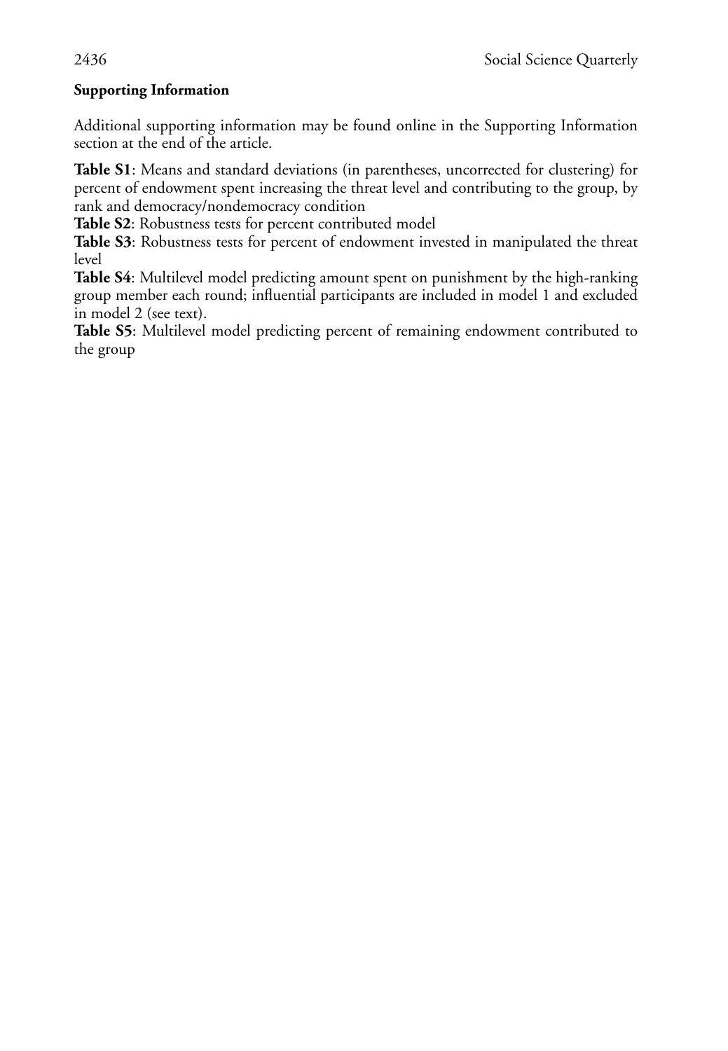**Supporting Information**

Additional supporting information may be found online in the Supporting Information section at the end of the article.

**Table S1**: Means and standard deviations (in parentheses, uncorrected for clustering) for percent of endowment spent increasing the threat level and contributing to the group, by rank and democracy/nondemocracy condition

**Table S2**: Robustness tests for percent contributed model

**Table S3**: Robustness tests for percent of endowment invested in manipulated the threat level

**Table S4**: Multilevel model predicting amount spent on punishment by the high-ranking group member each round; influential participants are included in model 1 and excluded in model 2 (see text).

**Table S5**: Multilevel model predicting percent of remaining endowment contributed to the group